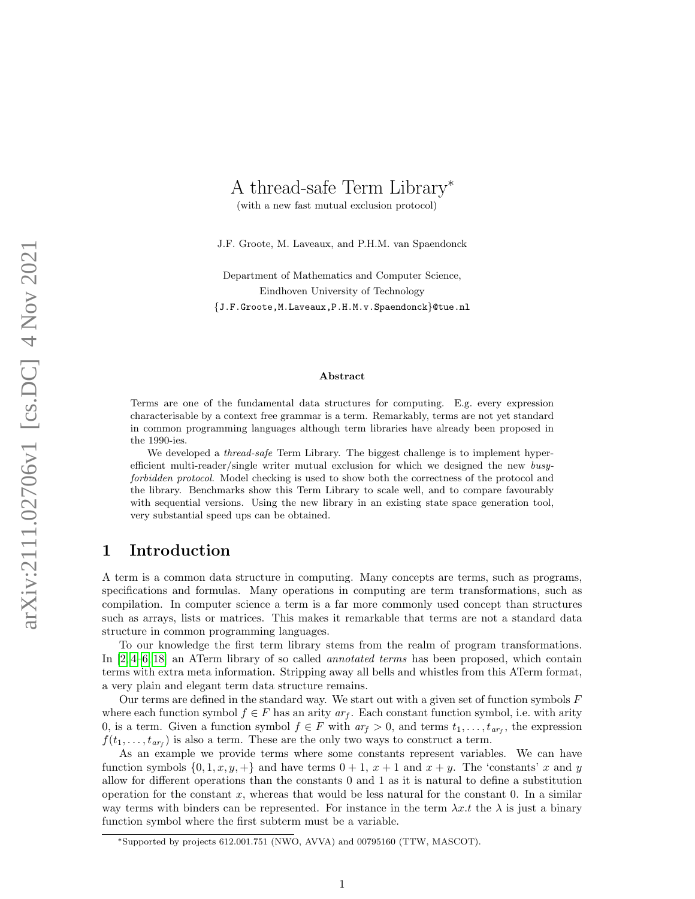# A thread-safe Term Library*

(with a new fast mutual exclusion protocol)

J.F. Groote, M. Laveaux, and P.H.M. van Spaendonck

Department of Mathematics and Computer Science,
Eindhoven University of Technology
{J.F.Groote,M.Laveaux,P.H.M.v.Spaendonck}@tue.nl

arXiv:2111.02706v1 [cs.DC] 4 Nov 2021

### Abstract

Terms are one of the fundamental data structures for computing. E.g. every expression characterisable by a context free grammar is a term. Remarkably, terms are not yet standard in common programming languages although term libraries have already been proposed in the 1990-ies.

We developed a *thread-safe* Term Library. The biggest challenge is to implement hyper-efficient multi-reader/single writer mutual exclusion for which we designed the new *busy-forbidden protocol*. Model checking is used to show both the correctness of the protocol and the library. Benchmarks show this Term Library to scale well, and to compare favourably with sequential versions. Using the new library in an existing state space generation tool, very substantial speed ups can be obtained.

## 1 Introduction

A term is a common data structure in computing. Many concepts are terms, such as programs, specifications and formulas. Many operations in computing are term transformations, such as compilation. In computer science a term is a far more commonly used concept than structures such as arrays, lists or matrices. This makes it remarkable that terms are not a standard data structure in common programming languages.

To our knowledge the first term library stems from the realm of program transformations. In [2, 4–6, 18] an ATerm library of so called *annotated terms* has been proposed, which contain terms with extra meta information. Stripping away all bells and whistles from this ATerm format, a very plain and elegant term data structure remains.

Our terms are defined in the standard way. We start out with a given set of function symbols $F$ where each function symbol $f \in F$ has an arity $ar_f$. Each constant function symbol, i.e. with arity 0, is a term. Given a function symbol $f \in F$ with $ar_f > 0$, and terms $t_1, \ldots, t_{ar_f}$, the expression $f(t_1, \ldots, t_{ar_f})$ is also a term. These are the only two ways to construct a term.

As an example we provide terms where some constants represent variables. We can have function symbols $\{0, 1, x, y, +\}$ and have terms $0 + 1$, $x + 1$ and $x + y$. The 'constants' $x$ and $y$ allow for different operations than the constants 0 and 1 as it is natural to define a substitution operation for the constant $x$, whereas that would be less natural for the constant 0. In a similar way terms with binders can be represented. For instance in the term $\lambda x.t$ the $\lambda$ is just a binary function symbol where the first subterm must be a variable.

*Supported by projects 612.001.751 (NWO, AVVA) and 00795160 (TTW, MASCOT).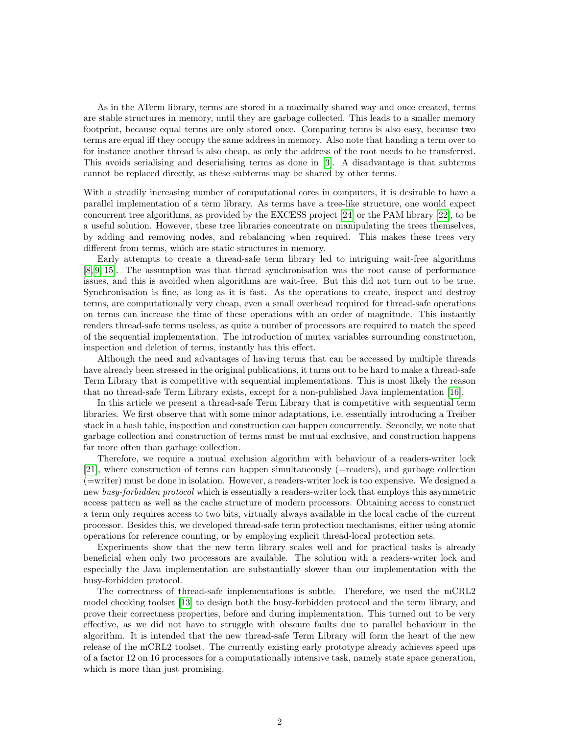As in the ATerm library, terms are stored in a maximally shared way and once created, terms are stable structures in memory, until they are garbage collected. This leads to a smaller memory footprint, because equal terms are only stored once. Comparing terms is also easy, because two terms are equal iff they occupy the same address in memory. Also note that handing a term over to for instance another thread is also cheap, as only the address of the root needs to be transferred. This avoids serialising and deserialising terms as done in [3]. A disadvantage is that subterms cannot be replaced directly, as these subterms may be shared by other terms.

With a steadily increasing number of computational cores in computers, it is desirable to have a parallel implementation of a term library. As terms have a tree-like structure, one would expect concurrent tree algorithms, as provided by the EXCESS project [24] or the PAM library [22], to be a useful solution. However, these tree libraries concentrate on manipulating the trees themselves, by adding and removing nodes, and rebalancing when required. This makes these trees very different from terms, which are static structures in memory.

Early attempts to create a thread-safe term library led to intriguing wait-free algorithms [8, 9, 15]. The assumption was that thread synchronisation was the root cause of performance issues, and this is avoided when algorithms are wait-free. But this did not turn out to be true. Synchronisation is fine, as long as it is fast. As the operations to create, inspect and destroy terms, are computationally very cheap, even a small overhead required for thread-safe operations on terms can increase the time of these operations with an order of magnitude. This instantly renders thread-safe terms useless, as quite a number of processors are required to match the speed of the sequential implementation. The introduction of mutex variables surrounding construction, inspection and deletion of terms, instantly has this effect.

Although the need and advantages of having terms that can be accessed by multiple threads have already been stressed in the original publications, it turns out to be hard to make a thread-safe Term Library that is competitive with sequential implementations. This is most likely the reason that no thread-safe Term Library exists, except for a non-published Java implementation [16].

In this article we present a thread-safe Term Library that is competitive with sequential term libraries. We first observe that with some minor adaptations, i.e. essentially introducing a Treiber stack in a hash table, inspection and construction can happen concurrently. Secondly, we note that garbage collection and construction of terms must be mutual exclusive, and construction happens far more often than garbage collection.

Therefore, we require a mutual exclusion algorithm with behaviour of a readers-writer lock [21], where construction of terms can happen simultaneously (=readers), and garbage collection (=writer) must be done in isolation. However, a readers-writer lock is too expensive. We designed a new *busy-forbidden protocol* which is essentially a readers-writer lock that employs this asymmetric access pattern as well as the cache structure of modern processors. Obtaining access to construct a term only requires access to two bits, virtually always available in the local cache of the current processor. Besides this, we developed thread-safe term protection mechanisms, either using atomic operations for reference counting, or by employing explicit thread-local protection sets.

Experiments show that the new term library scales well and for practical tasks is already beneficial when only two processors are available. The solution with a readers-writer lock and especially the Java implementation are substantially slower than our implementation with the busy-forbidden protocol.

The correctness of thread-safe implementations is subtle. Therefore, we used the mCRL2 model checking toolset [13] to design both the busy-forbidden protocol and the term library, and prove their correctness properties, before and during implementation. This turned out to be very effective, as we did not have to struggle with obscure faults due to parallel behaviour in the algorithm. It is intended that the new thread-safe Term Library will form the heart of the new release of the mCRL2 toolset. The currently existing early prototype already achieves speed ups of a factor 12 on 16 processors for a computationally intensive task, namely state space generation, which is more than just promising.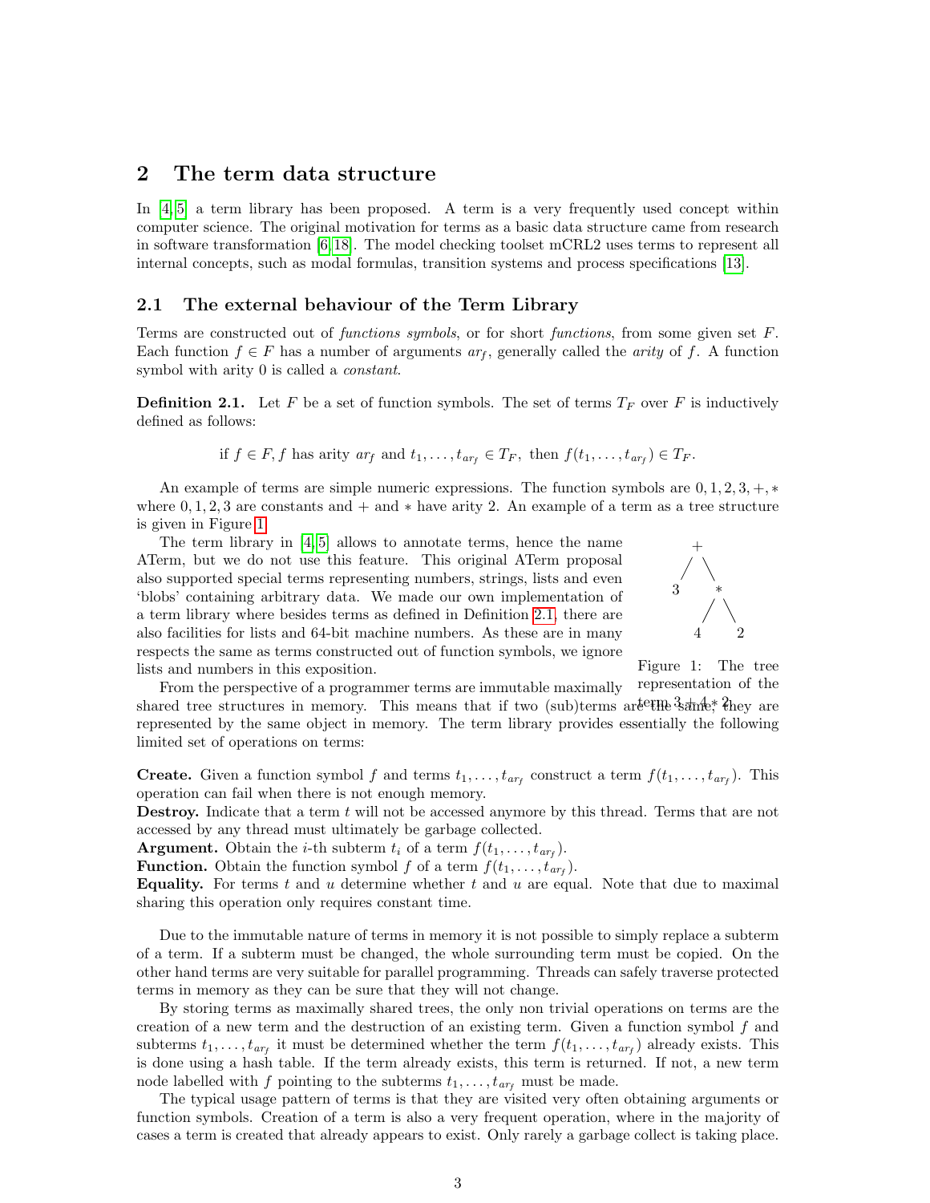## 2 The term data structure

In [4, 5] a term library has been proposed. A term is a very frequently used concept within computer science. The original motivation for terms as a basic data structure came from research in software transformation [6, 18]. The model checking toolset mCRL2 uses terms to represent all internal concepts, such as modal formulas, transition systems and process specifications [13].

### 2.1 The external behaviour of the Term Library

Terms are constructed out of *functions symbols*, or for short *functions*, from some given set $F$. Each function $f \in F$ has a number of arguments $ar_f$, generally called the *arity* of $f$. A function symbol with arity 0 is called a *constant*.

**Definition 2.1.** Let $F$ be a set of function symbols. The set of terms $T_F$ over $F$ is inductively defined as follows:

$$\text{if } f \in F, f \text{ has arity } ar_f \text{ and } t_1, \ldots, t_{ar_f} \in T_F, \text{ then } f(t_1, \ldots, t_{ar_f}) \in T_F.$$

An example of terms are simple numeric expressions. The function symbols are $0, 1, 2, 3, +, *$ where $0, 1, 2, 3$ are constants and $+$ and $*$ have arity 2. An example of a term as a tree structure is given in Figure 1.

The term library in [4, 5] allows to annotate terms, hence the name ATerm, but we do not use this feature. This original ATerm proposal also supported special terms representing numbers, strings, lists and even 'blobs' containing arbitrary data. We made our own implementation of a term library where besides terms as defined in Definition 2.1, there are also facilities for lists and 64-bit machine numbers. As these are in many respects the same as terms constructed out of function symbols, we ignore lists and numbers in this exposition.

```
      +
     / \
    3   *
       / \
      4   2
```

Figure 1: The tree representation of the term $3 + 4 * 2$.

From the perspective of a programmer terms are immutable maximally shared tree structures in memory. This means that if two (sub)terms are the same, they are represented by the same object in memory. The term library provides essentially the following limited set of operations on terms:

**Create.** Given a function symbol $f$ and terms $t_1, \ldots, t_{ar_f}$ construct a term $f(t_1, \ldots, t_{ar_f})$. This operation can fail when there is not enough memory.
**Destroy.** Indicate that a term $t$ will not be accessed anymore by this thread. Terms that are not accessed by any thread must ultimately be garbage collected.
**Argument.** Obtain the $i$-th subterm $t_i$ of a term $f(t_1, \ldots, t_{ar_f})$.
**Function.** Obtain the function symbol $f$ of a term $f(t_1, \ldots, t_{ar_f})$.
**Equality.** For terms $t$ and $u$ determine whether $t$ and $u$ are equal. Note that due to maximal sharing this operation only requires constant time.

Due to the immutable nature of terms in memory it is not possible to simply replace a subterm of a term. If a subterm must be changed, the whole surrounding term must be copied. On the other hand terms are very suitable for parallel programming. Threads can safely traverse protected terms in memory as they can be sure that they will not change.

By storing terms as maximally shared trees, the only non trivial operations on terms are the creation of a new term and the destruction of an existing term. Given a function symbol $f$ and subterms $t_1, \ldots, t_{ar_f}$ it must be determined whether the term $f(t_1, \ldots, t_{ar_f})$ already exists. This is done using a hash table. If the term already exists, this term is returned. If not, a new term node labelled with $f$ pointing to the subterms $t_1, \ldots, t_{ar_f}$ must be made.

The typical usage pattern of terms is that they are visited very often obtaining arguments or function symbols. Creation of a term is also a very frequent operation, where in the majority of cases a term is created that already appears to exist. Only rarely a garbage collect is taking place.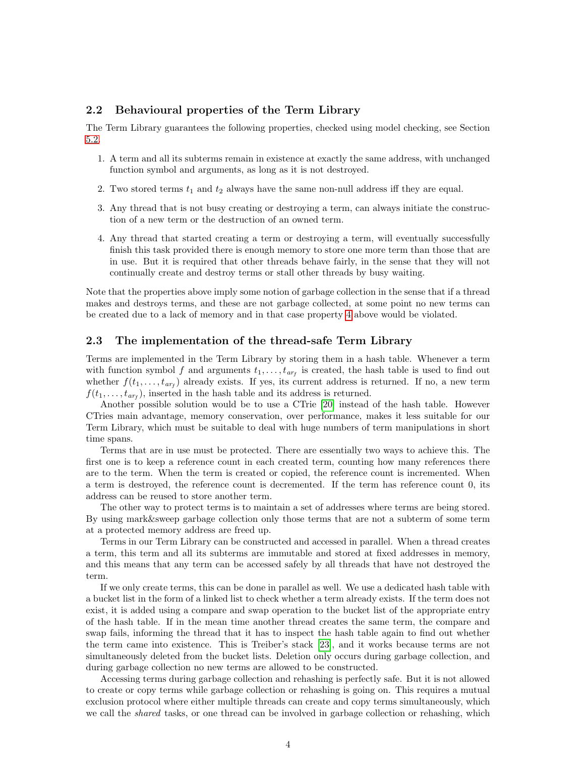### 2.2 Behavioural properties of the Term Library

The Term Library guarantees the following properties, checked using model checking, see Section 5.2.

1. A term and all its subterms remain in existence at exactly the same address, with unchanged function symbol and arguments, as long as it is not destroyed.
2. Two stored terms $t_1$ and $t_2$ always have the same non-null address iff they are equal.
3. Any thread that is not busy creating or destroying a term, can always initiate the construction of a new term or the destruction of an owned term.
4. Any thread that started creating a term or destroying a term, will eventually successfully finish this task provided there is enough memory to store one more term than those that are in use. But it is required that other threads behave fairly, in the sense that they will not continually create and destroy terms or stall other threads by busy waiting.

Note that the properties above imply some notion of garbage collection in the sense that if a thread makes and destroys terms, and these are not garbage collected, at some point no new terms can be created due to a lack of memory and in that case property 4 above would be violated.

### 2.3 The implementation of the thread-safe Term Library

Terms are implemented in the Term Library by storing them in a hash table. Whenever a term with function symbol $f$ and arguments $t_1, \ldots, t_{ar_f}$ is created, the hash table is used to find out whether $f(t_1, \ldots, t_{ar_f})$ already exists. If yes, its current address is returned. If no, a new term $f(t_1, \ldots, t_{ar_f})$, inserted in the hash table and its address is returned.

Another possible solution would be to use a CTrie [20] instead of the hash table. However CTries main advantage, memory conservation, over performance, makes it less suitable for our Term Library, which must be suitable to deal with huge numbers of term manipulations in short time spans.

Terms that are in use must be protected. There are essentially two ways to achieve this. The first one is to keep a reference count in each created term, counting how many references there are to the term. When the term is created or copied, the reference count is incremented. When a term is destroyed, the reference count is decremented. If the term has reference count 0, its address can be reused to store another term.

The other way to protect terms is to maintain a set of addresses where terms are being stored. By using mark&sweep garbage collection only those terms that are not a subterm of some term at a protected memory address are freed up.

Terms in our Term Library can be constructed and accessed in parallel. When a thread creates a term, this term and all its subterms are immutable and stored at fixed addresses in memory, and this means that any term can be accessed safely by all threads that have not destroyed the term.

If we only create terms, this can be done in parallel as well. We use a dedicated hash table with a bucket list in the form of a linked list to check whether a term already exists. If the term does not exist, it is added using a compare and swap operation to the bucket list of the appropriate entry of the hash table. If in the mean time another thread creates the same term, the compare and swap fails, informing the thread that it has to inspect the hash table again to find out whether the term came into existence. This is Treiber's stack [23], and it works because terms are not simultaneously deleted from the bucket lists. Deletion only occurs during garbage collection, and during garbage collection no new terms are allowed to be constructed.

Accessing terms during garbage collection and rehashing is perfectly safe. But it is not allowed to create or copy terms while garbage collection or rehashing is going on. This requires a mutual exclusion protocol where either multiple threads can create and copy terms simultaneously, which we call the *shared* tasks, or one thread can be involved in garbage collection or rehashing, which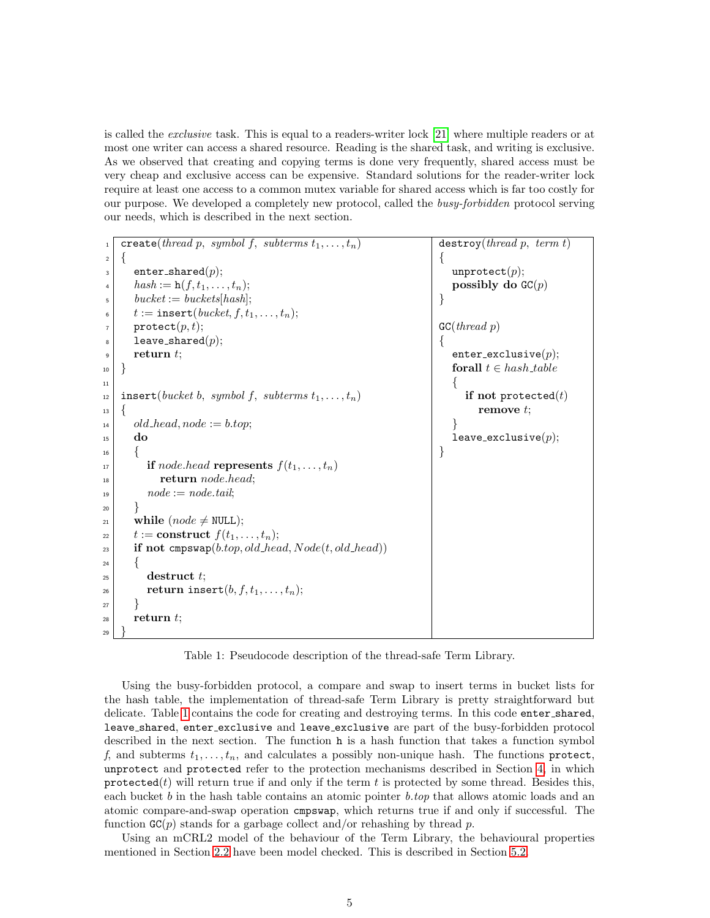is called the *exclusive* task. This is equal to a readers-writer lock [21] where multiple readers or at most one writer can access a shared resource. Reading is the shared task, and writing is exclusive. As we observed that creating and copying terms is done very frequently, shared access must be very cheap and exclusive access can be expensive. Standard solutions for the reader-writer lock require at least one access to a common mutex variable for shared access which is far too costly for our purpose. We developed a completely new protocol, called the *busy-forbidden* protocol serving our needs, which is described in the next section.

```
 1  create(thread p, symbol f, subterms t1, ..., tn)
 2  {
 3    enter_shared(p);
 4    hash := h(f, t1, ..., tn);
 5    bucket := buckets[hash];
 6    t := insert(bucket, f, t1, ..., tn);
 7    protect(p, t);
 8    leave_shared(p);
 9    return t;
10  }
11
12  insert(bucket b, symbol f, subterms t1, ..., tn)
13  {
14    old_head, node := b.top;
15    do
16    {
17      if node.head represents f(t1, ..., tn)
18        return node.head;
19      node := node.tail;
20    }
21    while (node ≠ NULL);
22    t := construct f(t1, ..., tn);
23    if not cmpswap(b.top, old_head, Node(t, old_head))
24    {
25      destruct t;
26      return insert(b, f, t1, ..., tn);
27    }
28    return t;
29  }
```

```
destroy(thread p, term t)
{
  unprotect(p);
  possibly do GC(p)
}

GC(thread p)
{
  enter_exclusive(p);
  forall t ∈ hash_table
  {
    if not protected(t)
      remove t;
  }
  leave_exclusive(p);
}
```

Table 1: Pseudocode description of the thread-safe Term Library.

Using the busy-forbidden protocol, a compare and swap to insert terms in bucket lists for the hash table, the implementation of thread-safe Term Library is pretty straightforward but delicate. Table 1 contains the code for creating and destroying terms. In this code `enter_shared`, `leave_shared`, `enter_exclusive` and `leave_exclusive` are part of the busy-forbidden protocol described in the next section. The function `h` is a hash function that takes a function symbol $f$, and subterms $t_1, \ldots, t_n$, and calculates a possibly non-unique hash. The functions `protect`, `unprotect` and `protected` refer to the protection mechanisms described in Section 4, in which `protected`$(t)$ will return true if and only if the term $t$ is protected by some thread. Besides this, each bucket $b$ in the hash table contains an atomic pointer $b.top$ that allows atomic loads and an atomic compare-and-swap operation `cmpswap`, which returns true if and only if successful. The function `GC`$(p)$ stands for a garbage collect and/or rehashing by thread $p$.

Using an mCRL2 model of the behaviour of the Term Library, the behavioural properties mentioned in Section 2.2 have been model checked. This is described in Section 5.2.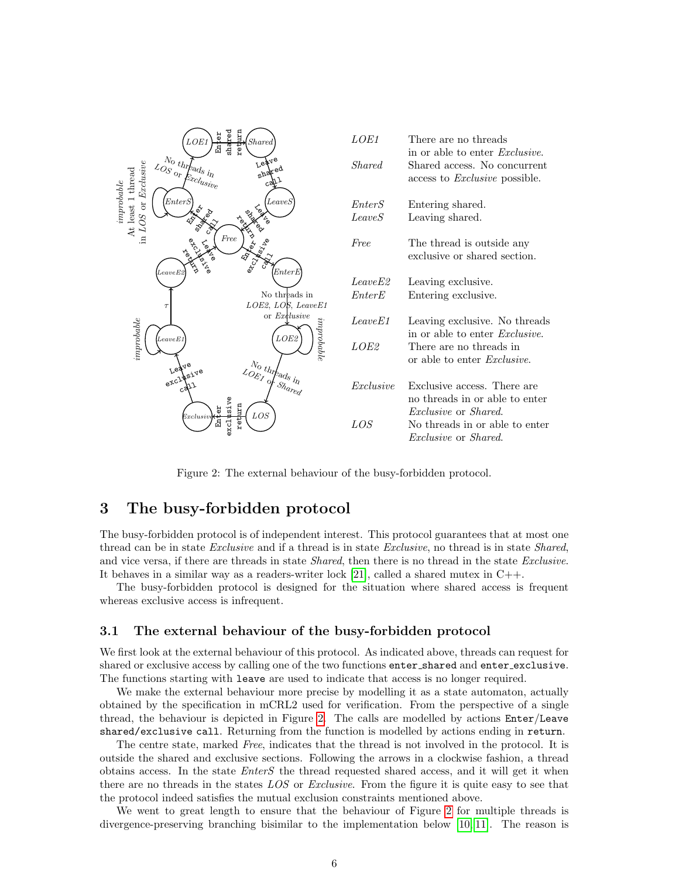| | |
|---|---|
| *LOE1* | There are no threads in or able to enter *Exclusive*. |
| *Shared* | Shared access. No concurrent access to *Exclusive* possible. |
| *EnterS* | Entering shared. |
| *LeaveS* | Leaving shared. |
| *Free* | The thread is outside any exclusive or shared section. |
| *LeaveE2* | Leaving exclusive. |
| *EnterE* | Entering exclusive. |
| *LeaveE1* | Leaving exclusive. No threads in or able to enter *Exclusive*. |
| *LOE2* | There are no threads in or able to enter *Exclusive*. |
| *Exclusive* | Exclusive access. There are no threads in or able to enter *Exclusive* or *Shared*. |
| *LOS* | No threads in or able to enter *Exclusive* or *Shared*. |

Figure 2: The external behaviour of the busy-forbidden protocol.

## 3 The busy-forbidden protocol

The busy-forbidden protocol is of independent interest. This protocol guarantees that at most one thread can be in state *Exclusive* and if a thread is in state *Exclusive*, no thread is in state *Shared*, and vice versa, if there are threads in state *Shared*, then there is no thread in the state *Exclusive*. It behaves in a similar way as a readers-writer lock [21], called a shared mutex in C++.

The busy-forbidden protocol is designed for the situation where shared access is frequent whereas exclusive access is infrequent.

### 3.1 The external behaviour of the busy-forbidden protocol

We first look at the external behaviour of this protocol. As indicated above, threads can request for shared or exclusive access by calling one of the two functions `enter_shared` and `enter_exclusive`. The functions starting with `leave` are used to indicate that access is no longer required.

We make the external behaviour more precise by modelling it as a state automaton, actually obtained by the specification in mCRL2 used for verification. From the perspective of a single thread, the behaviour is depicted in Figure 2. The calls are modelled by actions `Enter`/`Leave` `shared/exclusive call`. Returning from the function is modelled by actions ending in `return`.

The centre state, marked *Free*, indicates that the thread is not involved in the protocol. It is outside the shared and exclusive sections. Following the arrows in a clockwise fashion, a thread obtains access. In the state *EnterS* the thread requested shared access, and it will get it when there are no threads in the states *LOS* or *Exclusive*. From the figure it is quite easy to see that the protocol indeed satisfies the mutual exclusion constraints mentioned above.

We went to great length to ensure that the behaviour of Figure 2 for multiple threads is divergence-preserving branching bisimilar to the implementation below [10, 11]. The reason is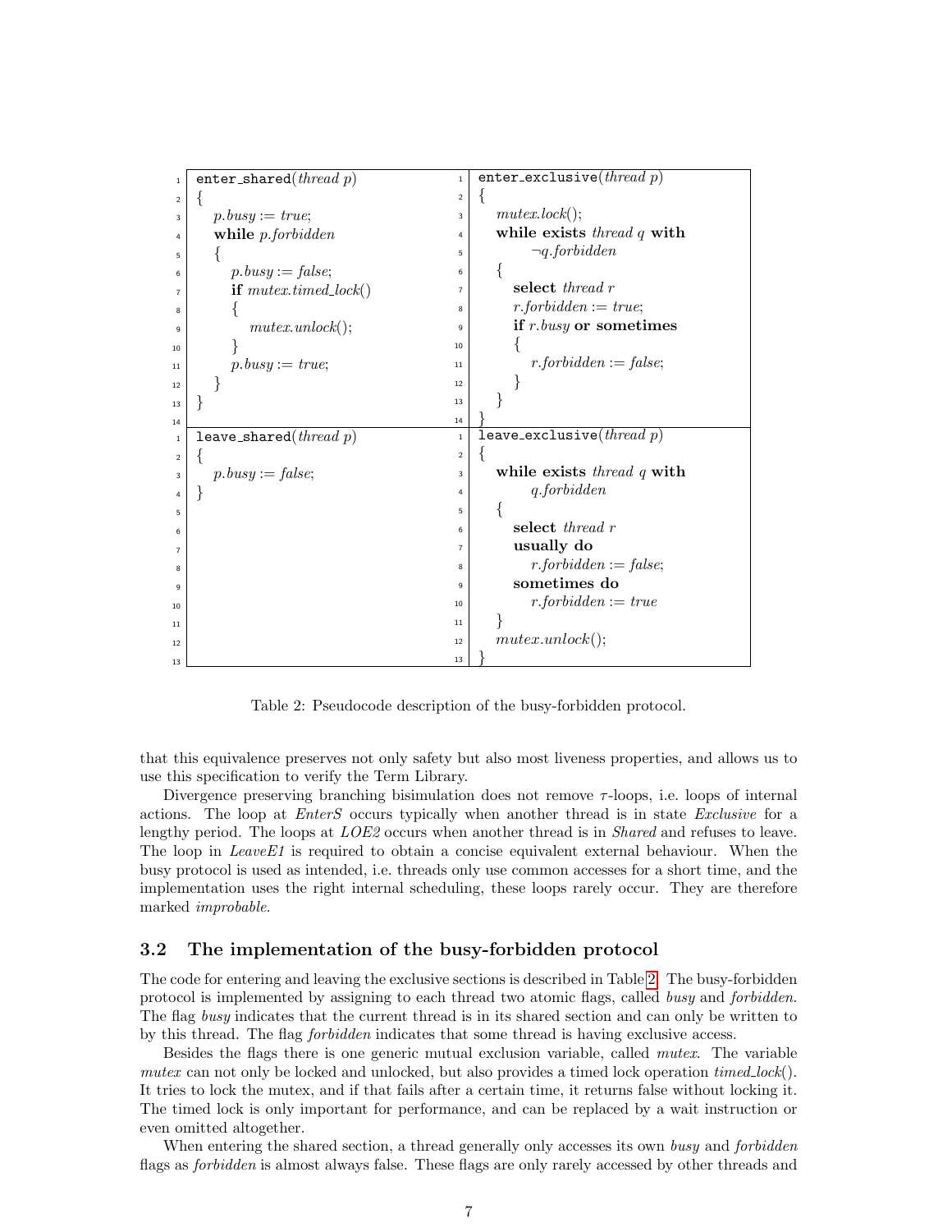| | |
|---|---|
| <pre>enter_shared(thread p)<br>{<br>   p.busy := true;<br>   while p.forbidden<br>   {<br>      p.busy := false;<br>      if mutex.timed_lock()<br>      {<br>         mutex.unlock();<br>      }<br>      p.busy := true;<br>   }<br>}</pre> | <pre>enter_exclusive(thread p)<br>{<br>   mutex.lock();<br>   while exists thread q with<br>         ¬q.forbidden<br>   {<br>      select thread r<br>      r.forbidden := true;<br>      if r.busy or sometimes<br>      {<br>         r.forbidden := false;<br>      }<br>   }<br>}</pre> |
| <pre>leave_shared(thread p)<br>{<br>   p.busy := false;<br>}</pre> | <pre>leave_exclusive(thread p)<br>{<br>   while exists thread q with<br>         q.forbidden<br>   {<br>      select thread r<br>      usually do<br>         r.forbidden := false;<br>      sometimes do<br>         r.forbidden := true<br>   }<br>   mutex.unlock();<br>}</pre> |

Table 2: Pseudocode description of the busy-forbidden protocol.

that this equivalence preserves not only safety but also most liveness properties, and allows us to use this specification to verify the Term Library.

Divergence preserving branching bisimulation does not remove $\tau$-loops, i.e. loops of internal actions. The loop at *EnterS* occurs typically when another thread is in state *Exclusive* for a lengthy period. The loops at *LOE2* occurs when another thread is in *Shared* and refuses to leave. The loop in *LeaveE1* is required to obtain a concise equivalent external behaviour. When the busy protocol is used as intended, i.e. threads only use common accesses for a short time, and the implementation uses the right internal scheduling, these loops rarely occur. They are therefore marked *improbable*.

### 3.2 The implementation of the busy-forbidden protocol

The code for entering and leaving the exclusive sections is described in Table 2. The busy-forbidden protocol is implemented by assigning to each thread two atomic flags, called *busy* and *forbidden*. The flag *busy* indicates that the current thread is in its shared section and can only be written to by this thread. The flag *forbidden* indicates that some thread is having exclusive access.

Besides the flags there is one generic mutual exclusion variable, called *mutex*. The variable *mutex* can not only be locked and unlocked, but also provides a timed lock operation *timed_lock*(). It tries to lock the mutex, and if that fails after a certain time, it returns false without locking it. The timed lock is only important for performance, and can be replaced by a wait instruction or even omitted altogether.

When entering the shared section, a thread generally only accesses its own *busy* and *forbidden* flags as *forbidden* is almost always false. These flags are only rarely accessed by other threads and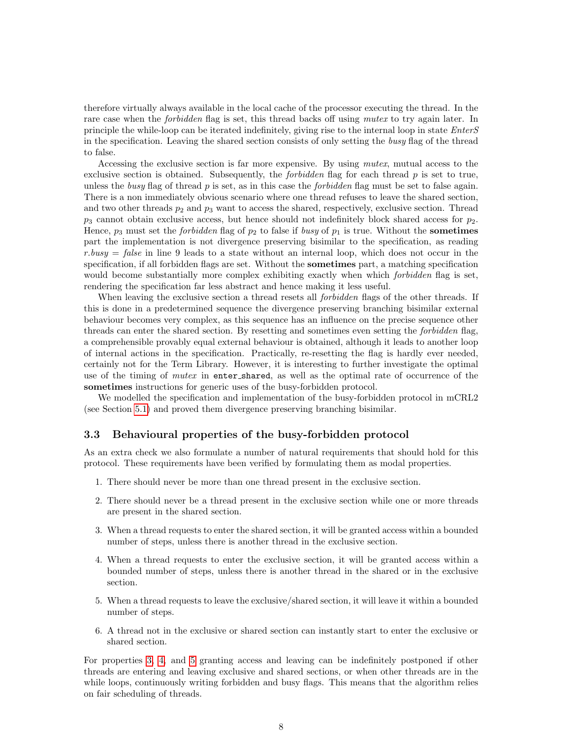therefore virtually always available in the local cache of the processor executing the thread. In the rare case when the *forbidden* flag is set, this thread backs off using *mutex* to try again later. In principle the while-loop can be iterated indefinitely, giving rise to the internal loop in state *EnterS* in the specification. Leaving the shared section consists of only setting the *busy* flag of the thread to false.

Accessing the exclusive section is far more expensive. By using *mutex*, mutual access to the exclusive section is obtained. Subsequently, the *forbidden* flag for each thread $p$ is set to true, unless the *busy* flag of thread $p$ is set, as in this case the *forbidden* flag must be set to false again. There is a non immediately obvious scenario where one thread refuses to leave the shared section, and two other threads $p_2$ and $p_3$ want to access the shared, respectively, exclusive section. Thread $p_3$ cannot obtain exclusive access, but hence should not indefinitely block shared access for $p_2$. Hence, $p_3$ must set the *forbidden* flag of $p_2$ to false if *busy* of $p_1$ is true. Without the **sometimes** part the implementation is not divergence preserving bisimilar to the specification, as reading $r.busy = false$ in line 9 leads to a state without an internal loop, which does not occur in the specification, if all forbidden flags are set. Without the **sometimes** part, a matching specification would become substantially more complex exhibiting exactly when which *forbidden* flag is set, rendering the specification far less abstract and hence making it less useful.

When leaving the exclusive section a thread resets all *forbidden* flags of the other threads. If this is done in a predetermined sequence the divergence preserving branching bisimilar external behaviour becomes very complex, as this sequence has an influence on the precise sequence other threads can enter the shared section. By resetting and sometimes even setting the *forbidden* flag, a comprehensible provably equal external behaviour is obtained, although it leads to another loop of internal actions in the specification. Practically, re-resetting the flag is hardly ever needed, certainly not for the Term Library. However, it is interesting to further investigate the optimal use of the timing of *mutex* in `enter_shared`, as well as the optimal rate of occurrence of the **sometimes** instructions for generic uses of the busy-forbidden protocol.

We modelled the specification and implementation of the busy-forbidden protocol in mCRL2 (see Section 5.1) and proved them divergence preserving branching bisimilar.

### 3.3 Behavioural properties of the busy-forbidden protocol

As an extra check we also formulate a number of natural requirements that should hold for this protocol. These requirements have been verified by formulating them as modal properties.

1. There should never be more than one thread present in the exclusive section.
2. There should never be a thread present in the exclusive section while one or more threads are present in the shared section.
3. When a thread requests to enter the shared section, it will be granted access within a bounded number of steps, unless there is another thread in the exclusive section.
4. When a thread requests to enter the exclusive section, it will be granted access within a bounded number of steps, unless there is another thread in the shared or in the exclusive section.
5. When a thread requests to leave the exclusive/shared section, it will leave it within a bounded number of steps.
6. A thread not in the exclusive or shared section can instantly start to enter the exclusive or shared section.

For properties 3, 4, and 5 granting access and leaving can be indefinitely postponed if other threads are entering and leaving exclusive and shared sections, or when other threads are in the while loops, continuously writing forbidden and busy flags. This means that the algorithm relies on fair scheduling of threads.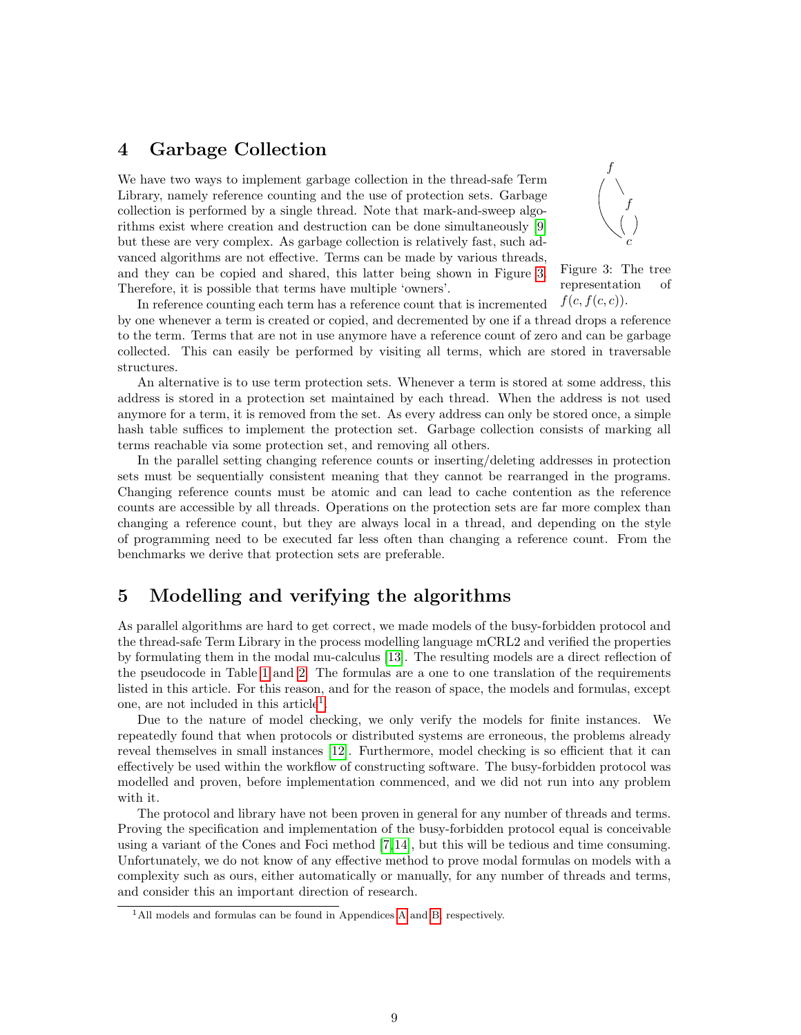## 4 Garbage Collection

We have two ways to implement garbage collection in the thread-safe Term Library, namely reference counting and the use of protection sets. Garbage collection is performed by a single thread. Note that mark-and-sweep algorithms exist where creation and destruction can be done simultaneously [9] but these are very complex. As garbage collection is relatively fast, such advanced algorithms are not effective. Terms can be made by various threads, and they can be copied and shared, this latter being shown in Figure 3. Therefore, it is possible that terms have multiple 'owners'.

f
f
c

Figure 3: The tree representation of $f(c, f(c, c))$.

In reference counting each term has a reference count that is incremented by one whenever a term is created or copied, and decremented by one if a thread drops a reference to the term. Terms that are not in use anymore have a reference count of zero and can be garbage collected. This can easily be performed by visiting all terms, which are stored in traversable structures.

An alternative is to use term protection sets. Whenever a term is stored at some address, this address is stored in a protection set maintained by each thread. When the address is not used anymore for a term, it is removed from the set. As every address can only be stored once, a simple hash table suffices to implement the protection set. Garbage collection consists of marking all terms reachable via some protection set, and removing all others.

In the parallel setting changing reference counts or inserting/deleting addresses in protection sets must be sequentially consistent meaning that they cannot be rearranged in the programs. Changing reference counts must be atomic and can lead to cache contention as the reference counts are accessible by all threads. Operations on the protection sets are far more complex than changing a reference count, but they are always local in a thread, and depending on the style of programming need to be executed far less often than changing a reference count. From the benchmarks we derive that protection sets are preferable.

## 5 Modelling and verifying the algorithms

As parallel algorithms are hard to get correct, we made models of the busy-forbidden protocol and the thread-safe Term Library in the process modelling language mCRL2 and verified the properties by formulating them in the modal mu-calculus [13]. The resulting models are a direct reflection of the pseudocode in Table 1 and 2. The formulas are a one to one translation of the requirements listed in this article. For this reason, and for the reason of space, the models and formulas, except one, are not included in this article[1].

Due to the nature of model checking, we only verify the models for finite instances. We repeatedly found that when protocols or distributed systems are erroneous, the problems already reveal themselves in small instances [12]. Furthermore, model checking is so efficient that it can effectively be used within the workflow of constructing software. The busy-forbidden protocol was modelled and proven, before implementation commenced, and we did not run into any problem with it.

The protocol and library have not been proven in general for any number of threads and terms. Proving the specification and implementation of the busy-forbidden protocol equal is conceivable using a variant of the Cones and Foci method [7,14], but this will be tedious and time consuming. Unfortunately, we do not know of any effective method to prove modal formulas on models with a complexity such as ours, either automatically or manually, for any number of threads and terms, and consider this an important direction of research.

[1] All models and formulas can be found in Appendices A and B, respectively.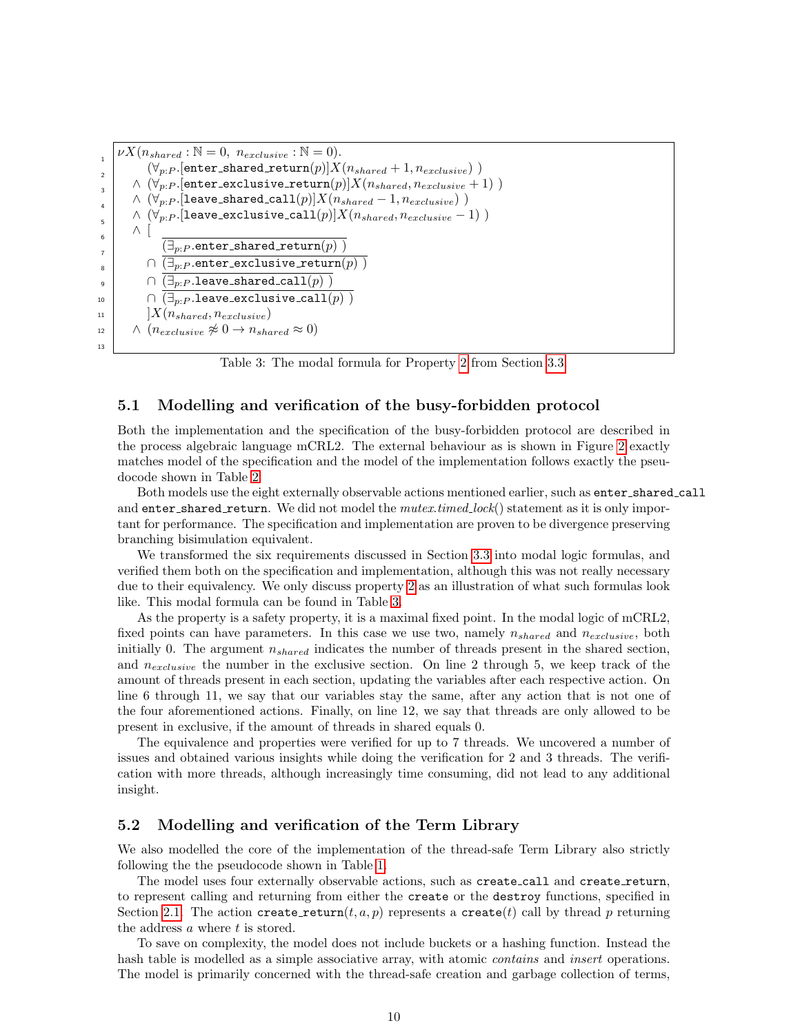```
1   νX(n_shared : ℕ = 0,  n_exclusive : ℕ = 0).
2        (∀_{p:P}.[enter_shared_return(p)]X(n_shared + 1, n_exclusive) )
3      ∧ (∀_{p:P}.[enter_exclusive_return(p)]X(n_shared, n_exclusive + 1) )
4      ∧ (∀_{p:P}.[leave_shared_call(p)]X(n_shared − 1, n_exclusive) )
5      ∧ (∀_{p:P}.[leave_exclusive_call(p)]X(n_shared, n_exclusive − 1) )
6      ∧ [
7          ‾(∃_{p:P}.enter_shared_return(p) )‾
8        ∩ ‾(∃_{p:P}.enter_exclusive_return(p) )‾
9        ∩ ‾(∃_{p:P}.leave_shared_call(p) )‾
10       ∩ ‾(∃_{p:P}.leave_exclusive_call(p) )‾
11       ]X(n_shared, n_exclusive)
12     ∧ (n_exclusive ≉ 0 → n_shared ≈ 0)
13
```

Table 3: The modal formula for Property 2 from Section 3.3

## 5.1 Modelling and verification of the busy-forbidden protocol

Both the implementation and the specification of the busy-forbidden protocol are described in the process algebraic language mCRL2. The external behaviour as is shown in Figure 2 exactly matches model of the specification and the model of the implementation follows exactly the pseudocode shown in Table 2.

Both models use the eight externally observable actions mentioned earlier, such as `enter_shared_call` and `enter_shared_return`. We did not model the *mutex.timed_lock*() statement as it is only important for performance. The specification and implementation are proven to be divergence preserving branching bisimulation equivalent.

We transformed the six requirements discussed in Section 3.3 into modal logic formulas, and verified them both on the specification and implementation, although this was not really necessary due to their equivalency. We only discuss property 2 as an illustration of what such formulas look like. This modal formula can be found in Table 3.

As the property is a safety property, it is a maximal fixed point. In the modal logic of mCRL2, fixed points can have parameters. In this case we use two, namely $n_{shared}$ and $n_{exclusive}$, both initially 0. The argument $n_{shared}$ indicates the number of threads present in the shared section, and $n_{exclusive}$ the number in the exclusive section. On line 2 through 5, we keep track of the amount of threads present in each section, updating the variables after each respective action. On line 6 through 11, we say that our variables stay the same, after any action that is not one of the four aforementioned actions. Finally, on line 12, we say that threads are only allowed to be present in exclusive, if the amount of threads in shared equals 0.

The equivalence and properties were verified for up to 7 threads. We uncovered a number of issues and obtained various insights while doing the verification for 2 and 3 threads. The verification with more threads, although increasingly time consuming, did not lead to any additional insight.

## 5.2 Modelling and verification of the Term Library

We also modelled the core of the implementation of the thread-safe Term Library also strictly following the the pseudocode shown in Table 1.

The model uses four externally observable actions, such as `create_call` and `create_return`, to represent calling and returning from either the `create` or the `destroy` functions, specified in Section 2.1. The action `create_return`$(t, a, p)$ represents a `create`$(t)$ call by thread $p$ returning the address $a$ where $t$ is stored.

To save on complexity, the model does not include buckets or a hashing function. Instead the hash table is modelled as a simple associative array, with atomic *contains* and *insert* operations. The model is primarily concerned with the thread-safe creation and garbage collection of terms,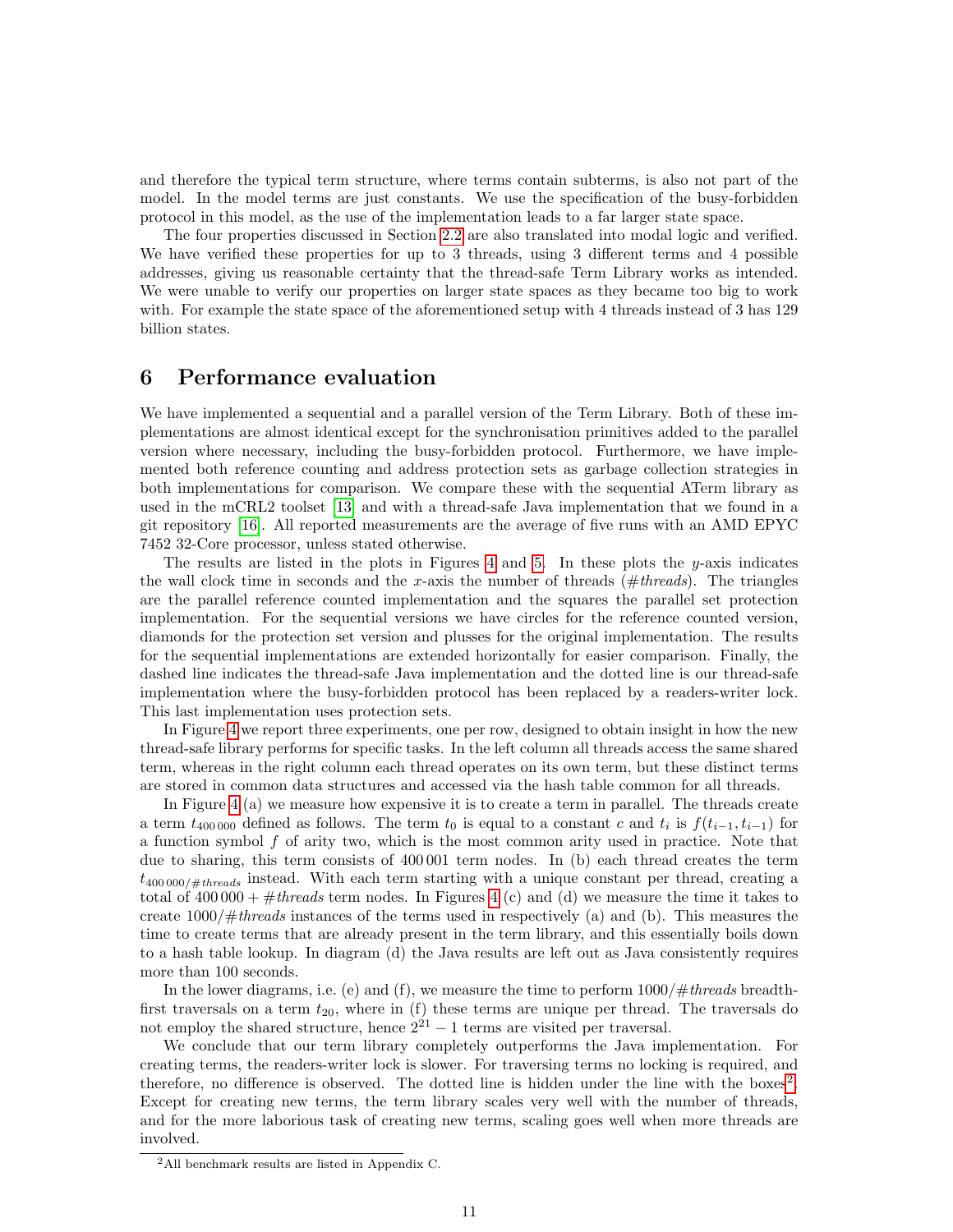and therefore the typical term structure, where terms contain subterms, is also not part of the model. In the model terms are just constants. We use the specification of the busy-forbidden protocol in this model, as the use of the implementation leads to a far larger state space.

The four properties discussed in Section 2.2 are also translated into modal logic and verified. We have verified these properties for up to 3 threads, using 3 different terms and 4 possible addresses, giving us reasonable certainty that the thread-safe Term Library works as intended. We were unable to verify our properties on larger state spaces as they became too big to work with. For example the state space of the aforementioned setup with 4 threads instead of 3 has 129 billion states.

## 6 Performance evaluation

We have implemented a sequential and a parallel version of the Term Library. Both of these implementations are almost identical except for the synchronisation primitives added to the parallel version where necessary, including the busy-forbidden protocol. Furthermore, we have implemented both reference counting and address protection sets as garbage collection strategies in both implementations for comparison. We compare these with the sequential ATerm library as used in the mCRL2 toolset [13] and with a thread-safe Java implementation that we found in a git repository [16]. All reported measurements are the average of five runs with an AMD EPYC 7452 32-Core processor, unless stated otherwise.

The results are listed in the plots in Figures 4 and 5. In these plots the $y$-axis indicates the wall clock time in seconds and the $x$-axis the number of threads (*#threads*). The triangles are the parallel reference counted implementation and the squares the parallel set protection implementation. For the sequential versions we have circles for the reference counted version, diamonds for the protection set version and plusses for the original implementation. The results for the sequential implementations are extended horizontally for easier comparison. Finally, the dashed line indicates the thread-safe Java implementation and the dotted line is our thread-safe implementation where the busy-forbidden protocol has been replaced by a readers-writer lock. This last implementation uses protection sets.

In Figure 4 we report three experiments, one per row, designed to obtain insight in how the new thread-safe library performs for specific tasks. In the left column all threads access the same shared term, whereas in the right column each thread operates on its own term, but these distinct terms are stored in common data structures and accessed via the hash table common for all threads.

In Figure 4 (a) we measure how expensive it is to create a term in parallel. The threads create a term $t_{400\,000}$ defined as follows. The term $t_0$ is equal to a constant $c$ and $t_i$ is $f(t_{i-1}, t_{i-1})$ for a function symbol $f$ of arity two, which is the most common arity used in practice. Note that due to sharing, this term consists of 400 001 term nodes. In (b) each thread creates the term $t_{400\,000/\#threads}$ instead. With each term starting with a unique constant per thread, creating a total of $400\,000 + \#threads$ term nodes. In Figures 4 (c) and (d) we measure the time it takes to create $1000/\#threads$ instances of the terms used in respectively (a) and (b). This measures the time to create terms that are already present in the term library, and this essentially boils down to a hash table lookup. In diagram (d) the Java results are left out as Java consistently requires more than 100 seconds.

In the lower diagrams, i.e. (e) and (f), we measure the time to perform $1000/\#threads$ breadth-first traversals on a term $t_{20}$, where in (f) these terms are unique per thread. The traversals do not employ the shared structure, hence $2^{21} - 1$ terms are visited per traversal.

We conclude that our term library completely outperforms the Java implementation. For creating terms, the readers-writer lock is slower. For traversing terms no locking is required, and therefore, no difference is observed. The dotted line is hidden under the line with the boxes[2]. Except for creating new terms, the term library scales very well with the number of threads, and for the more laborious task of creating new terms, scaling goes well when more threads are involved.

[2] All benchmark results are listed in Appendix C.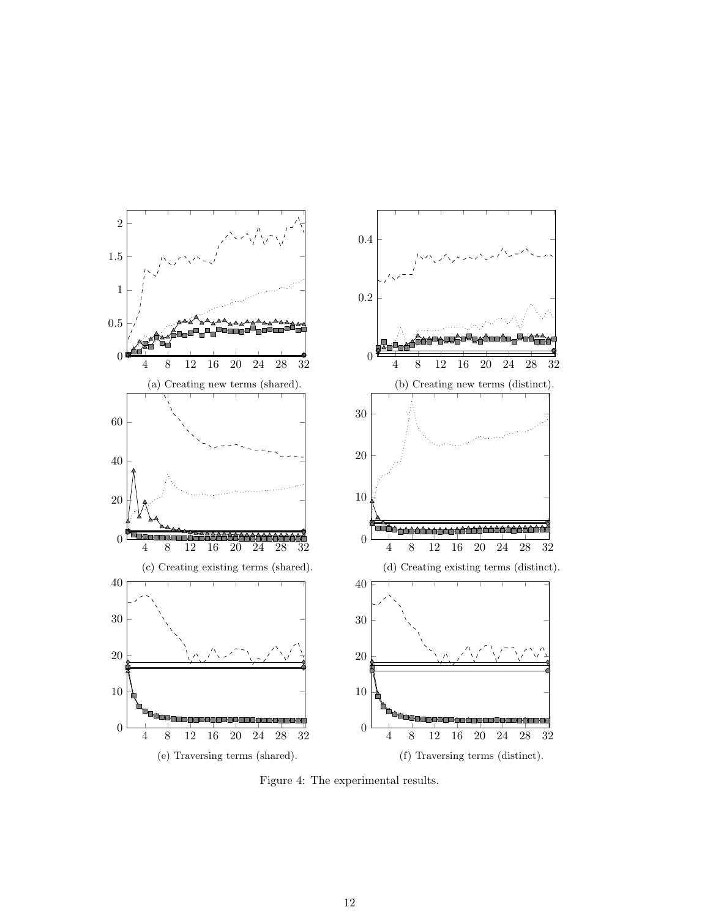(a) Creating new terms (shared).

(b) Creating new terms (distinct).

(c) Creating existing terms (shared).

(d) Creating existing terms (distinct).

(e) Traversing terms (shared).

(f) Traversing terms (distinct).

Figure 4: The experimental results.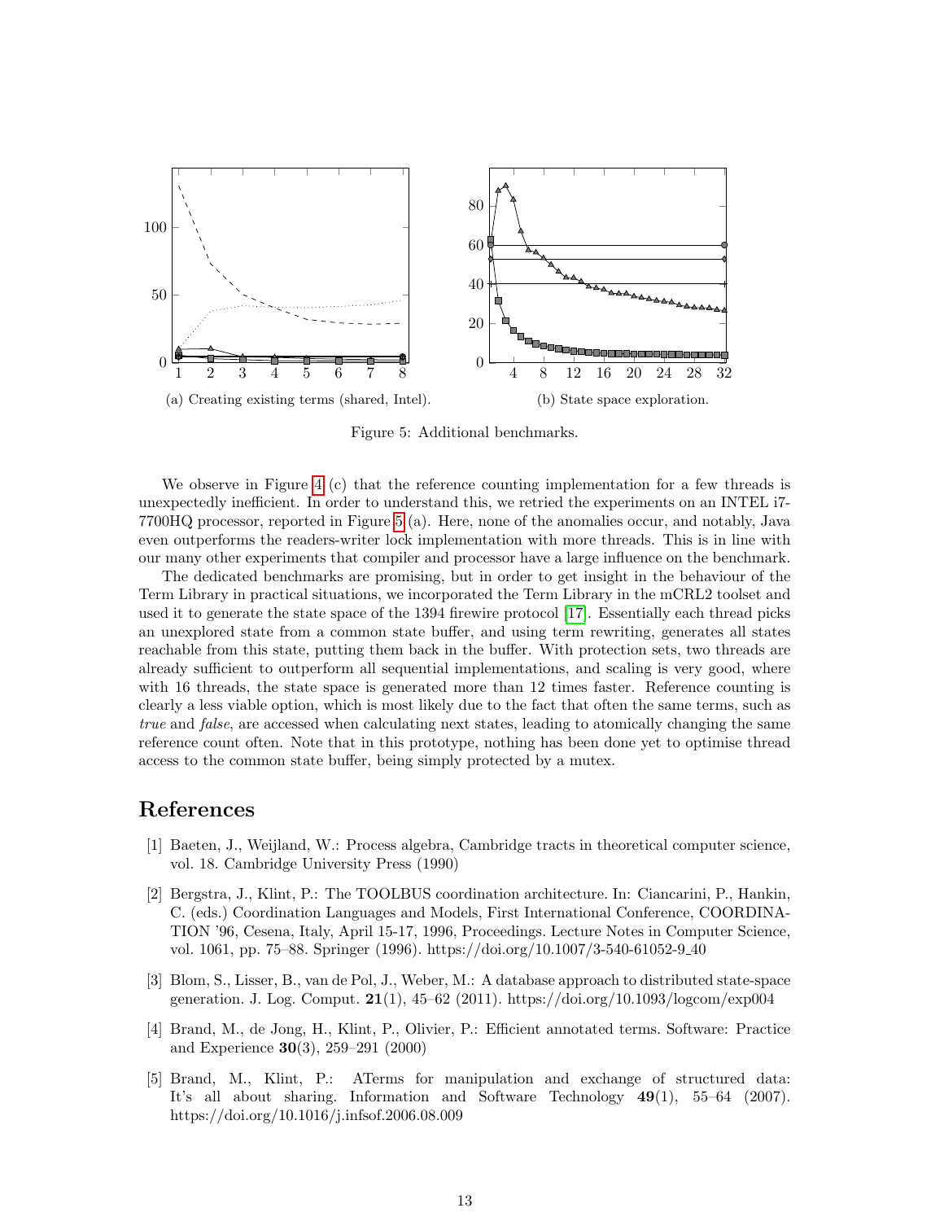(a) Creating existing terms (shared, Intel).

(b) State space exploration.

Figure 5: Additional benchmarks.

We observe in Figure 4 (c) that the reference counting implementation for a few threads is unexpectedly inefficient. In order to understand this, we retried the experiments on an INTEL i7-7700HQ processor, reported in Figure 5 (a). Here, none of the anomalies occur, and notably, Java even outperforms the readers-writer lock implementation with more threads. This is in line with our many other experiments that compiler and processor have a large influence on the benchmark.

The dedicated benchmarks are promising, but in order to get insight in the behaviour of the Term Library in practical situations, we incorporated the Term Library in the mCRL2 toolset and used it to generate the state space of the 1394 firewire protocol [17]. Essentially each thread picks an unexplored state from a common state buffer, and using term rewriting, generates all states reachable from this state, putting them back in the buffer. With protection sets, two threads are already sufficient to outperform all sequential implementations, and scaling is very good, where with 16 threads, the state space is generated more than 12 times faster. Reference counting is clearly a less viable option, which is most likely due to the fact that often the same terms, such as *true* and *false*, are accessed when calculating next states, leading to atomically changing the same reference count often. Note that in this prototype, nothing has been done yet to optimise thread access to the common state buffer, being simply protected by a mutex.

# References

[1] Baeten, J., Weijland, W.: Process algebra, Cambridge tracts in theoretical computer science, vol. 18. Cambridge University Press (1990)

[2] Bergstra, J., Klint, P.: The TOOLBUS coordination architecture. In: Ciancarini, P., Hankin, C. (eds.) Coordination Languages and Models, First International Conference, COORDINATION '96, Cesena, Italy, April 15-17, 1996, Proceedings. Lecture Notes in Computer Science, vol. 1061, pp. 75–88. Springer (1996). https://doi.org/10.1007/3-540-61052-9_40

[3] Blom, S., Lisser, B., van de Pol, J., Weber, M.: A database approach to distributed state-space generation. J. Log. Comput. **21**(1), 45–62 (2011). https://doi.org/10.1093/logcom/exp004

[4] Brand, M., de Jong, H., Klint, P., Olivier, P.: Efficient annotated terms. Software: Practice and Experience **30**(3), 259–291 (2000)

[5] Brand, M., Klint, P.: ATerms for manipulation and exchange of structured data: It's all about sharing. Information and Software Technology **49**(1), 55–64 (2007). https://doi.org/10.1016/j.infsof.2006.08.009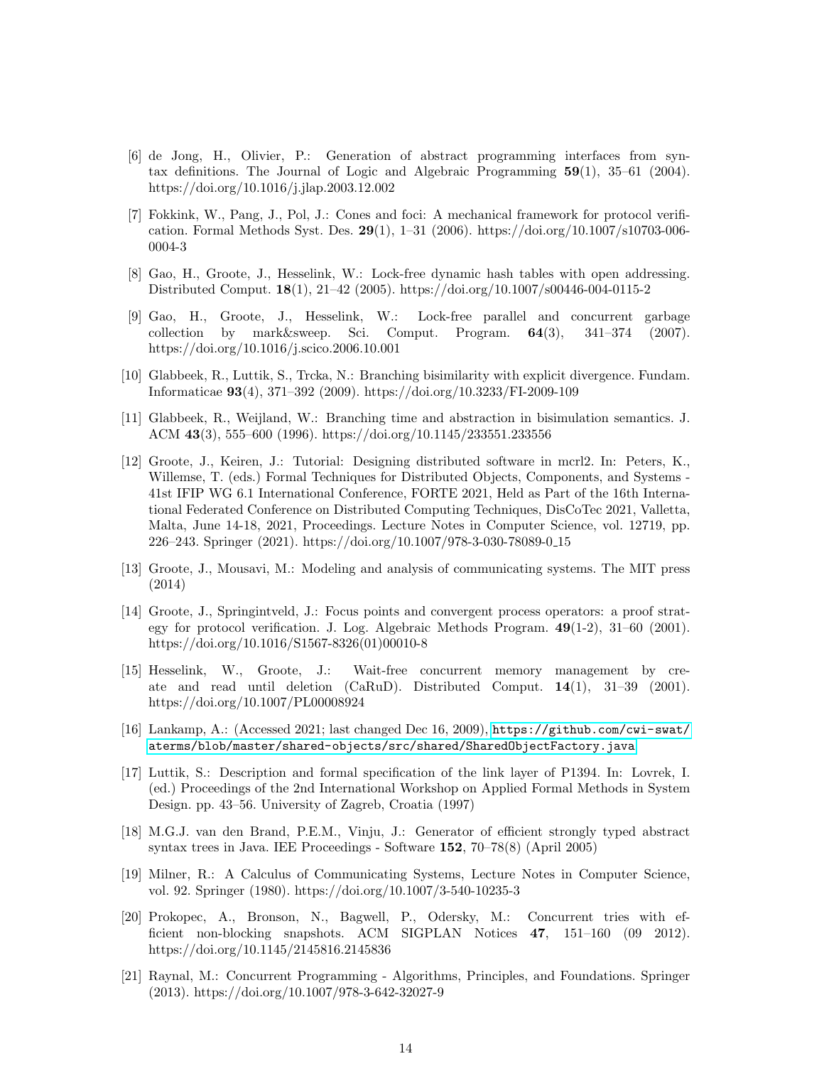[6] de Jong, H., Olivier, P.: Generation of abstract programming interfaces from syntax definitions. The Journal of Logic and Algebraic Programming **59**(1), 35–61 (2004). https://doi.org/10.1016/j.jlap.2003.12.002

[7] Fokkink, W., Pang, J., Pol, J.: Cones and foci: A mechanical framework for protocol verification. Formal Methods Syst. Des. **29**(1), 1–31 (2006). https://doi.org/10.1007/s10703-006-0004-3

[8] Gao, H., Groote, J., Hesselink, W.: Lock-free dynamic hash tables with open addressing. Distributed Comput. **18**(1), 21–42 (2005). https://doi.org/10.1007/s00446-004-0115-2

[9] Gao, H., Groote, J., Hesselink, W.: Lock-free parallel and concurrent garbage collection by mark&sweep. Sci. Comput. Program. **64**(3), 341–374 (2007). https://doi.org/10.1016/j.scico.2006.10.001

[10] Glabbeek, R., Luttik, S., Trcka, N.: Branching bisimilarity with explicit divergence. Fundam. Informaticae **93**(4), 371–392 (2009). https://doi.org/10.3233/FI-2009-109

[11] Glabbeek, R., Weijland, W.: Branching time and abstraction in bisimulation semantics. J. ACM **43**(3), 555–600 (1996). https://doi.org/10.1145/233551.233556

[12] Groote, J., Keiren, J.: Tutorial: Designing distributed software in mcrl2. In: Peters, K., Willemse, T. (eds.) Formal Techniques for Distributed Objects, Components, and Systems - 41st IFIP WG 6.1 International Conference, FORTE 2021, Held as Part of the 16th International Federated Conference on Distributed Computing Techniques, DisCoTec 2021, Valletta, Malta, June 14-18, 2021, Proceedings. Lecture Notes in Computer Science, vol. 12719, pp. 226–243. Springer (2021). https://doi.org/10.1007/978-3-030-78089-0_15

[13] Groote, J., Mousavi, M.: Modeling and analysis of communicating systems. The MIT press (2014)

[14] Groote, J., Springintveld, J.: Focus points and convergent process operators: a proof strategy for protocol verification. J. Log. Algebraic Methods Program. **49**(1-2), 31–60 (2001). https://doi.org/10.1016/S1567-8326(01)00010-8

[15] Hesselink, W., Groote, J.: Wait-free concurrent memory management by create and read until deletion (CaRuD). Distributed Comput. **14**(1), 31–39 (2001). https://doi.org/10.1007/PL00008924

[16] Lankamp, A.: (Accessed 2021; last changed Dec 16, 2009), `https://github.com/cwi-swat/aterms/blob/master/shared-objects/src/shared/SharedObjectFactory.java`

[17] Luttik, S.: Description and formal specification of the link layer of P1394. In: Lovrek, I. (ed.) Proceedings of the 2nd International Workshop on Applied Formal Methods in System Design. pp. 43–56. University of Zagreb, Croatia (1997)

[18] M.G.J. van den Brand, P.E.M., Vinju, J.: Generator of efficient strongly typed abstract syntax trees in Java. IEE Proceedings - Software **152**, 70–78(8) (April 2005)

[19] Milner, R.: A Calculus of Communicating Systems, Lecture Notes in Computer Science, vol. 92. Springer (1980). https://doi.org/10.1007/3-540-10235-3

[20] Prokopec, A., Bronson, N., Bagwell, P., Odersky, M.: Concurrent tries with efficient non-blocking snapshots. ACM SIGPLAN Notices **47**, 151–160 (09 2012). https://doi.org/10.1145/2145816.2145836

[21] Raynal, M.: Concurrent Programming - Algorithms, Principles, and Foundations. Springer (2013). https://doi.org/10.1007/978-3-642-32027-9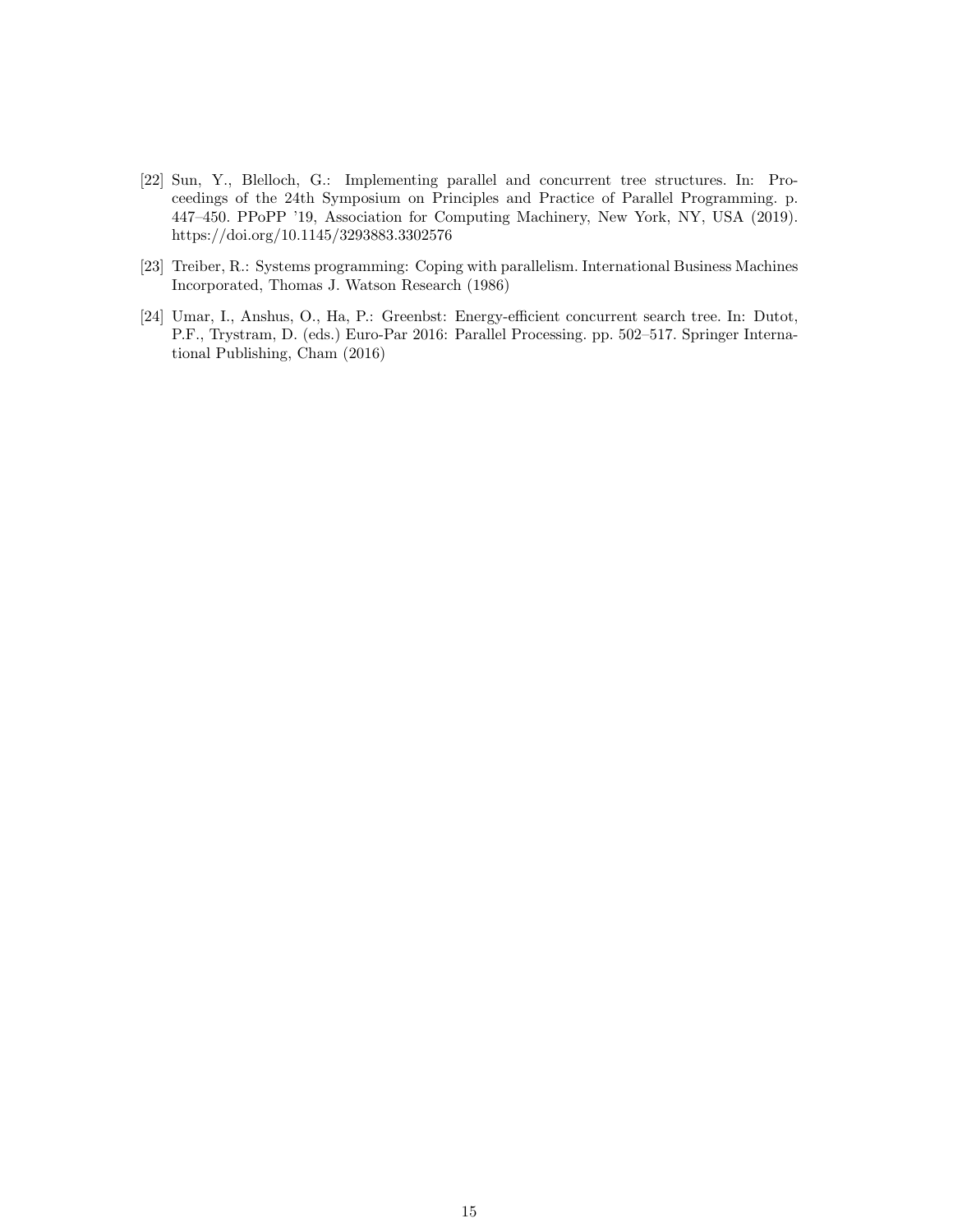[22] Sun, Y., Blelloch, G.: Implementing parallel and concurrent tree structures. In: Proceedings of the 24th Symposium on Principles and Practice of Parallel Programming. p. 447–450. PPoPP '19, Association for Computing Machinery, New York, NY, USA (2019). https://doi.org/10.1145/3293883.3302576

[23] Treiber, R.: Systems programming: Coping with parallelism. International Business Machines Incorporated, Thomas J. Watson Research (1986)

[24] Umar, I., Anshus, O., Ha, P.: Greenbst: Energy-efficient concurrent search tree. In: Dutot, P.F., Trystram, D. (eds.) Euro-Par 2016: Parallel Processing. pp. 502–517. Springer International Publishing, Cham (2016)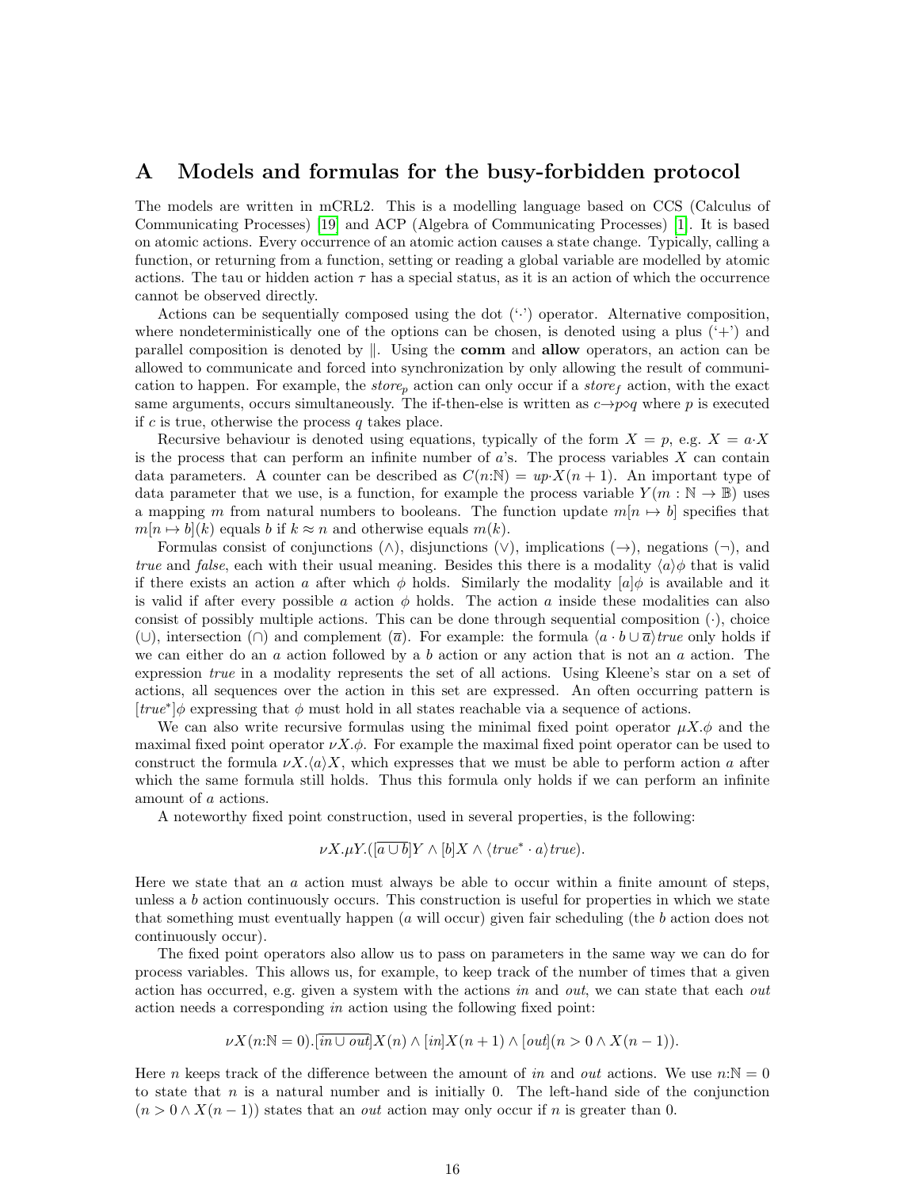# A Models and formulas for the busy-forbidden protocol

The models are written in mCRL2. This is a modelling language based on CCS (Calculus of Communicating Processes) [19] and ACP (Algebra of Communicating Processes) [1]. It is based on atomic actions. Every occurrence of an atomic action causes a state change. Typically, calling a function, or returning from a function, setting or reading a global variable are modelled by atomic actions. The tau or hidden action $\tau$ has a special status, as it is an action of which the occurrence cannot be observed directly.

Actions can be sequentially composed using the dot ('$\cdot$') operator. Alternative composition, where nondeterministically one of the options can be chosen, is denoted using a plus ('+') and parallel composition is denoted by $\|$. Using the **comm** and **allow** operators, an action can be allowed to communicate and forced into synchronization by only allowing the result of communication to happen. For example, the $store_p$ action can only occur if a $store_f$ action, with the exact same arguments, occurs simultaneously. The if-then-else is written as $c \rightarrow p \diamond q$ where $p$ is executed if $c$ is true, otherwise the process $q$ takes place.

Recursive behaviour is denoted using equations, typically of the form $X = p$, e.g. $X = a \cdot X$ is the process that can perform an infinite number of $a$'s. The process variables $X$ can contain data parameters. A counter can be described as $C(n{:}\mathbb{N}) = up \cdot X(n+1)$. An important type of data parameter that we use, is a function, for example the process variable $Y(m : \mathbb{N} \rightarrow \mathbb{B})$ uses a mapping $m$ from natural numbers to booleans. The function update $m[n \mapsto b]$ specifies that $m[n \mapsto b](k)$ equals $b$ if $k \approx n$ and otherwise equals $m(k)$.

Formulas consist of conjunctions ($\wedge$), disjunctions ($\vee$), implications ($\rightarrow$), negations ($\neg$), and *true* and *false*, each with their usual meaning. Besides this there is a modality $\langle a \rangle \phi$ that is valid if there exists an action $a$ after which $\phi$ holds. Similarly the modality $[a]\phi$ is available and it is valid if after every possible $a$ action $\phi$ holds. The action $a$ inside these modalities can also consist of possibly multiple actions. This can be done through sequential composition ($\cdot$), choice ($\cup$), intersection ($\cap$) and complement ($\overline{a}$). For example: the formula $\langle a \cdot b \cup \overline{a} \rangle true$ only holds if we can either do an $a$ action followed by a $b$ action or any action that is not an $a$ action. The expression *true* in a modality represents the set of all actions. Using Kleene's star on a set of actions, all sequences over the action in this set are expressed. An often occurring pattern is $[true^*]\phi$ expressing that $\phi$ must hold in all states reachable via a sequence of actions.

We can also write recursive formulas using the minimal fixed point operator $\mu X.\phi$ and the maximal fixed point operator $\nu X.\phi$. For example the maximal fixed point operator can be used to construct the formula $\nu X.\langle a \rangle X$, which expresses that we must be able to perform action $a$ after which the same formula still holds. Thus this formula only holds if we can perform an infinite amount of $a$ actions.

A noteworthy fixed point construction, used in several properties, is the following:

$$\nu X.\mu Y.([\overline{a \cup b}]Y \wedge [b]X \wedge \langle true^* \cdot a \rangle true).$$

Here we state that an $a$ action must always be able to occur within a finite amount of steps, unless a $b$ action continuously occurs. This construction is useful for properties in which we state that something must eventually happen ($a$ will occur) given fair scheduling (the $b$ action does not continuously occur).

The fixed point operators also allow us to pass on parameters in the same way we can do for process variables. This allows us, for example, to keep track of the number of times that a given action has occurred, e.g. given a system with the actions *in* and *out*, we can state that each *out* action needs a corresponding *in* action using the following fixed point:

$$\nu X(n{:}\mathbb{N} = 0).[\overline{in \cup out}]X(n) \wedge [in]X(n+1) \wedge [out](n > 0 \wedge X(n-1)).$$

Here $n$ keeps track of the difference between the amount of *in* and *out* actions. We use $n{:}\mathbb{N} = 0$ to state that $n$ is a natural number and is initially 0. The left-hand side of the conjunction $(n > 0 \wedge X(n-1))$ states that an *out* action may only occur if $n$ is greater than 0.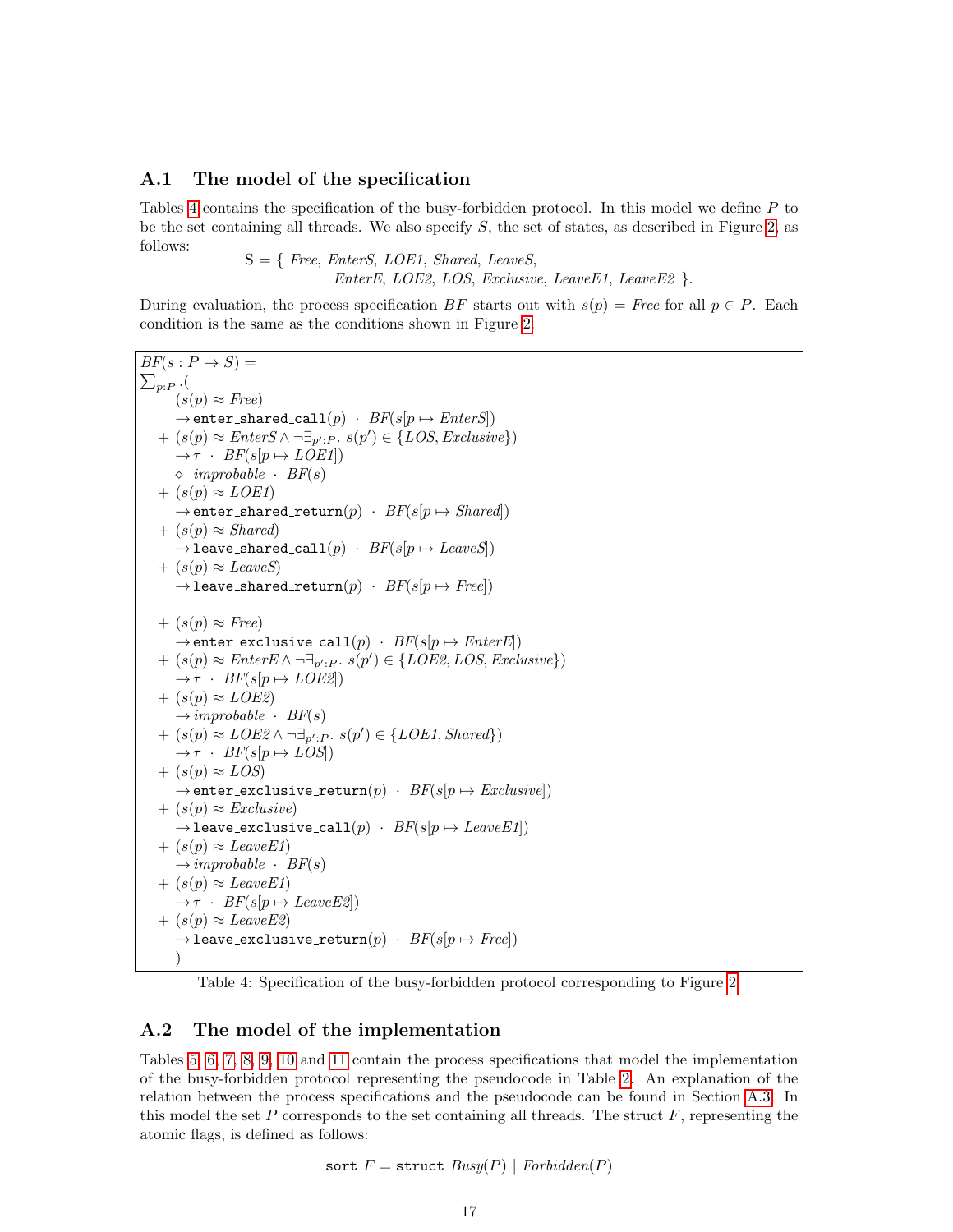### A.1 The model of the specification

Tables 4 contains the specification of the busy-forbidden protocol. In this model we define $P$ to be the set containing all threads. We also specify $S$, the set of states, as described in Figure 2, as follows:

$$\text{S} = \{\ \mathit{Free},\ \mathit{EnterS},\ \mathit{LOE1},\ \mathit{Shared},\ \mathit{LeaveS},\ \mathit{EnterE},\ \mathit{LOE2},\ \mathit{LOS},\ \mathit{Exclusive},\ \mathit{LeaveE1},\ \mathit{LeaveE2}\ \}.$$

During evaluation, the process specification $BF$ starts out with $s(p) = \mathit{Free}$ for all $p \in P$. Each condition is the same as the conditions shown in Figure 2.

$$
\begin{array}{l}
BF(s : P \to S) = \\
\sum_{p:P} .( \\
\quad (s(p) \approx \mathit{Free}) \\
\quad \to \texttt{enter\_shared\_call}(p) \ \cdot \ BF(s[p \mapsto \mathit{EnterS}]) \\
\ \ + (s(p) \approx \mathit{EnterS} \land \neg\exists_{p':P}.\ s(p') \in \{\mathit{LOS}, \mathit{Exclusive}\}) \\
\quad \to \tau \ \cdot \ BF(s[p \mapsto \mathit{LOE1}]) \\
\quad \diamond\ \mathit{improbable} \ \cdot \ BF(s) \\
\ \ + (s(p) \approx \mathit{LOE1}) \\
\quad \to \texttt{enter\_shared\_return}(p) \ \cdot \ BF(s[p \mapsto \mathit{Shared}]) \\
\ \ + (s(p) \approx \mathit{Shared}) \\
\quad \to \texttt{leave\_shared\_call}(p) \ \cdot \ BF(s[p \mapsto \mathit{LeaveS}]) \\
\ \ + (s(p) \approx \mathit{LeaveS}) \\
\quad \to \texttt{leave\_shared\_return}(p) \ \cdot \ BF(s[p \mapsto \mathit{Free}]) \\
\\
\ \ + (s(p) \approx \mathit{Free}) \\
\quad \to \texttt{enter\_exclusive\_call}(p) \ \cdot \ BF(s[p \mapsto \mathit{EnterE}]) \\
\ \ + (s(p) \approx \mathit{EnterE} \land \neg\exists_{p':P}.\ s(p') \in \{\mathit{LOE2}, \mathit{LOS}, \mathit{Exclusive}\}) \\
\quad \to \tau \ \cdot \ BF(s[p \mapsto \mathit{LOE2}]) \\
\ \ + (s(p) \approx \mathit{LOE2}) \\
\quad \to \mathit{improbable} \ \cdot \ BF(s) \\
\ \ + (s(p) \approx \mathit{LOE2} \land \neg\exists_{p':P}.\ s(p') \in \{\mathit{LOE1}, \mathit{Shared}\}) \\
\quad \to \tau \ \cdot \ BF(s[p \mapsto \mathit{LOS}]) \\
\ \ + (s(p) \approx \mathit{LOS}) \\
\quad \to \texttt{enter\_exclusive\_return}(p) \ \cdot \ BF(s[p \mapsto \mathit{Exclusive}]) \\
\ \ + (s(p) \approx \mathit{Exclusive}) \\
\quad \to \texttt{leave\_exclusive\_call}(p) \ \cdot \ BF(s[p \mapsto \mathit{LeaveE1}]) \\
\ \ + (s(p) \approx \mathit{LeaveE1}) \\
\quad \to \mathit{improbable} \ \cdot \ BF(s) \\
\ \ + (s(p) \approx \mathit{LeaveE1}) \\
\quad \to \tau \ \cdot \ BF(s[p \mapsto \mathit{LeaveE2}]) \\
\ \ + (s(p) \approx \mathit{LeaveE2}) \\
\quad \to \texttt{leave\_exclusive\_return}(p) \ \cdot \ BF(s[p \mapsto \mathit{Free}]) \\
\quad )
\end{array}
$$

Table 4: Specification of the busy-forbidden protocol corresponding to Figure 2.

### A.2 The model of the implementation

Tables 5, 6, 7, 8, 9, 10 and 11 contain the process specifications that model the implementation of the busy-forbidden protocol representing the pseudocode in Table 2. An explanation of the relation between the process specifications and the pseudocode can be found in Section A.3. In this model the set $P$ corresponds to the set containing all threads. The struct $F$, representing the atomic flags, is defined as follows:

$$\texttt{sort}\ F = \texttt{struct}\ \mathit{Busy}(P)\ |\ \mathit{Forbidden}(P)$$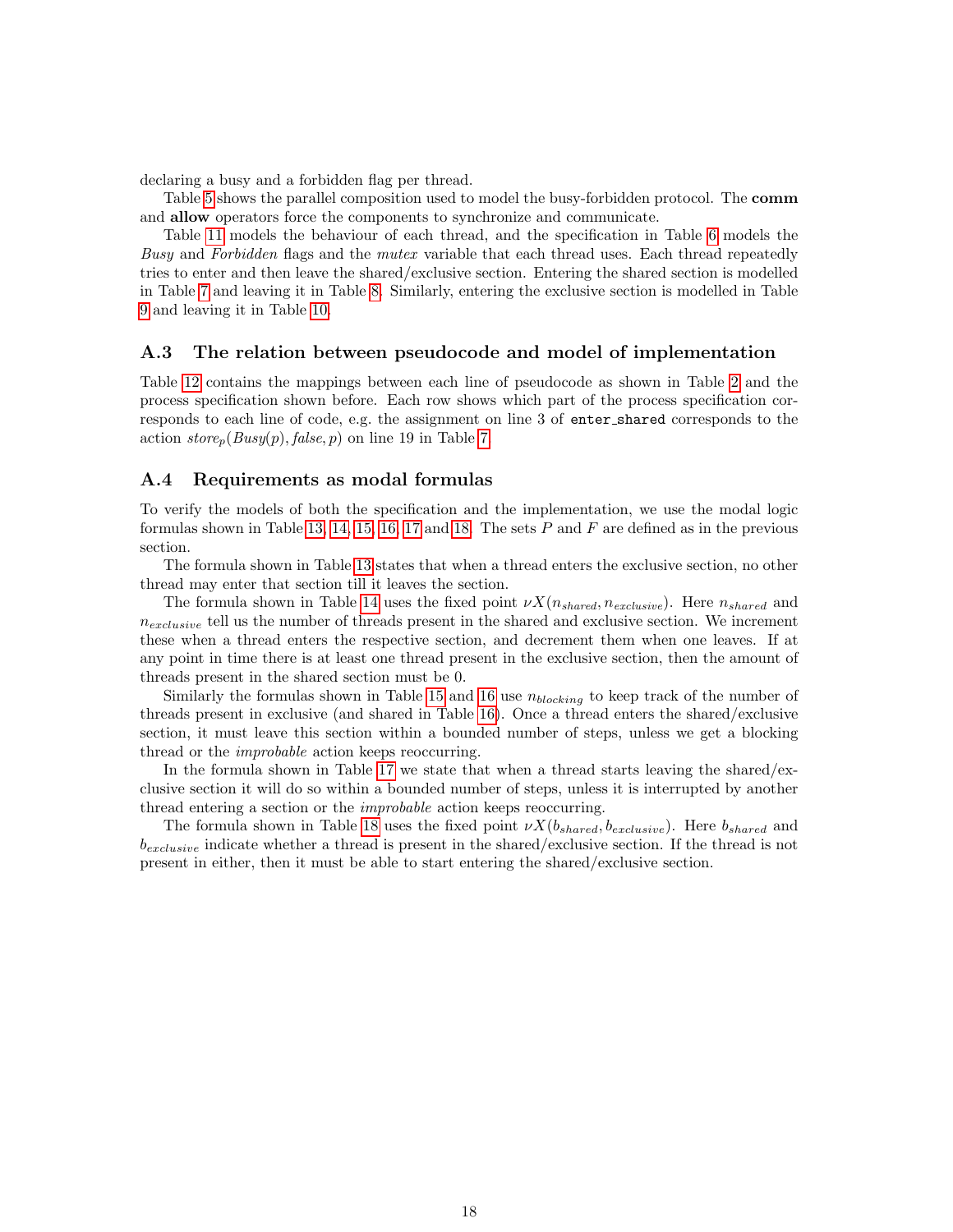declaring a busy and a forbidden flag per thread.

Table 5 shows the parallel composition used to model the busy-forbidden protocol. The **comm** and **allow** operators force the components to synchronize and communicate.

Table 11 models the behaviour of each thread, and the specification in Table 6 models the *Busy* and *Forbidden* flags and the *mutex* variable that each thread uses. Each thread repeatedly tries to enter and then leave the shared/exclusive section. Entering the shared section is modelled in Table 7 and leaving it in Table 8. Similarly, entering the exclusive section is modelled in Table 9 and leaving it in Table 10.

### A.3 The relation between pseudocode and model of implementation

Table 12 contains the mappings between each line of pseudocode as shown in Table 2 and the process specification shown before. Each row shows which part of the process specification corresponds to each line of code, e.g. the assignment on line 3 of `enter_shared` corresponds to the action $store_p(Busy(p), \mathit{false}, p)$ on line 19 in Table 7.

### A.4 Requirements as modal formulas

To verify the models of both the specification and the implementation, we use the modal logic formulas shown in Table 13, 14, 15, 16, 17 and 18. The sets $P$ and $F$ are defined as in the previous section.

The formula shown in Table 13 states that when a thread enters the exclusive section, no other thread may enter that section till it leaves the section.

The formula shown in Table 14 uses the fixed point $\nu X(n_{shared}, n_{exclusive})$. Here $n_{shared}$ and $n_{exclusive}$ tell us the number of threads present in the shared and exclusive section. We increment these when a thread enters the respective section, and decrement them when one leaves. If at any point in time there is at least one thread present in the exclusive section, then the amount of threads present in the shared section must be 0.

Similarly the formulas shown in Table 15 and 16 use $n_{blocking}$ to keep track of the number of threads present in exclusive (and shared in Table 16). Once a thread enters the shared/exclusive section, it must leave this section within a bounded number of steps, unless we get a blocking thread or the *improbable* action keeps reoccurring.

In the formula shown in Table 17 we state that when a thread starts leaving the shared/exclusive section it will do so within a bounded number of steps, unless it is interrupted by another thread entering a section or the *improbable* action keeps reoccurring.

The formula shown in Table 18 uses the fixed point $\nu X(b_{shared}, b_{exclusive})$. Here $b_{shared}$ and $b_{exclusive}$ indicate whether a thread is present in the shared/exclusive section. If the thread is not present in either, then it must be able to start entering the shared/exclusive section.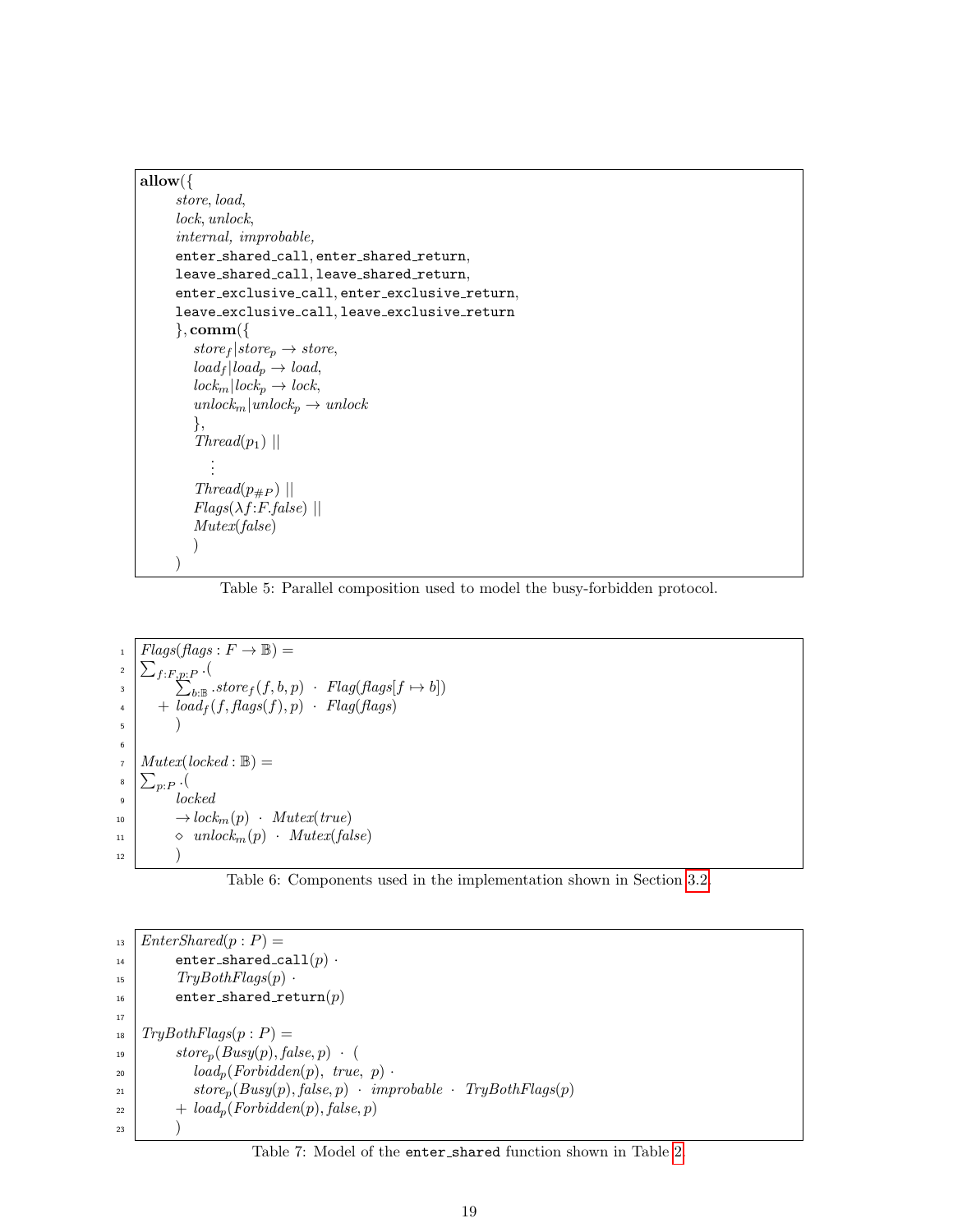```
allow({
    store, load,
    lock, unlock,
    internal, improbable,
    enter_shared_call, enter_shared_return,
    leave_shared_call, leave_shared_return,
    enter_exclusive_call, enter_exclusive_return,
    leave_exclusive_call, leave_exclusive_return
    }, comm({
        store_f | store_p → store,
        load_f | load_p → load,
        lock_m | lock_p → lock,
        unlock_m | unlock_p → unlock
        },
        Thread(p_1) ||
           ⋮
        Thread(p_#P) ||
        Flags(λf:F.false) ||
        Mutex(false)
        )
    )
```

Table 5: Parallel composition used to model the busy-forbidden protocol.

```
 1  Flags(flags : F → 𝔹) =
 2  Σ_{f:F,p:P} .(
 3        Σ_{b:𝔹} .store_f(f, b, p) · Flag(flags[f ↦ b])
 4     + load_f(f, flags(f), p) · Flag(flags)
 5        )
 6
 7  Mutex(locked : 𝔹) =
 8  Σ_{p:P} .(
 9        locked
10        → lock_m(p) · Mutex(true)
11        ⋄ unlock_m(p) · Mutex(false)
12        )
```

Table 6: Components used in the implementation shown in Section 3.2.

```
13  EnterShared(p : P) =
14        enter_shared_call(p) ·
15        TryBothFlags(p) ·
16        enter_shared_return(p)
17
18  TryBothFlags(p : P) =
19        store_p(Busy(p), false, p) · (
20           load_p(Forbidden(p), true, p) ·
21           store_p(Busy(p), false, p) · improbable · TryBothFlags(p)
22        + load_p(Forbidden(p), false, p)
23        )
```

Table 7: Model of the enter_shared function shown in Table 2.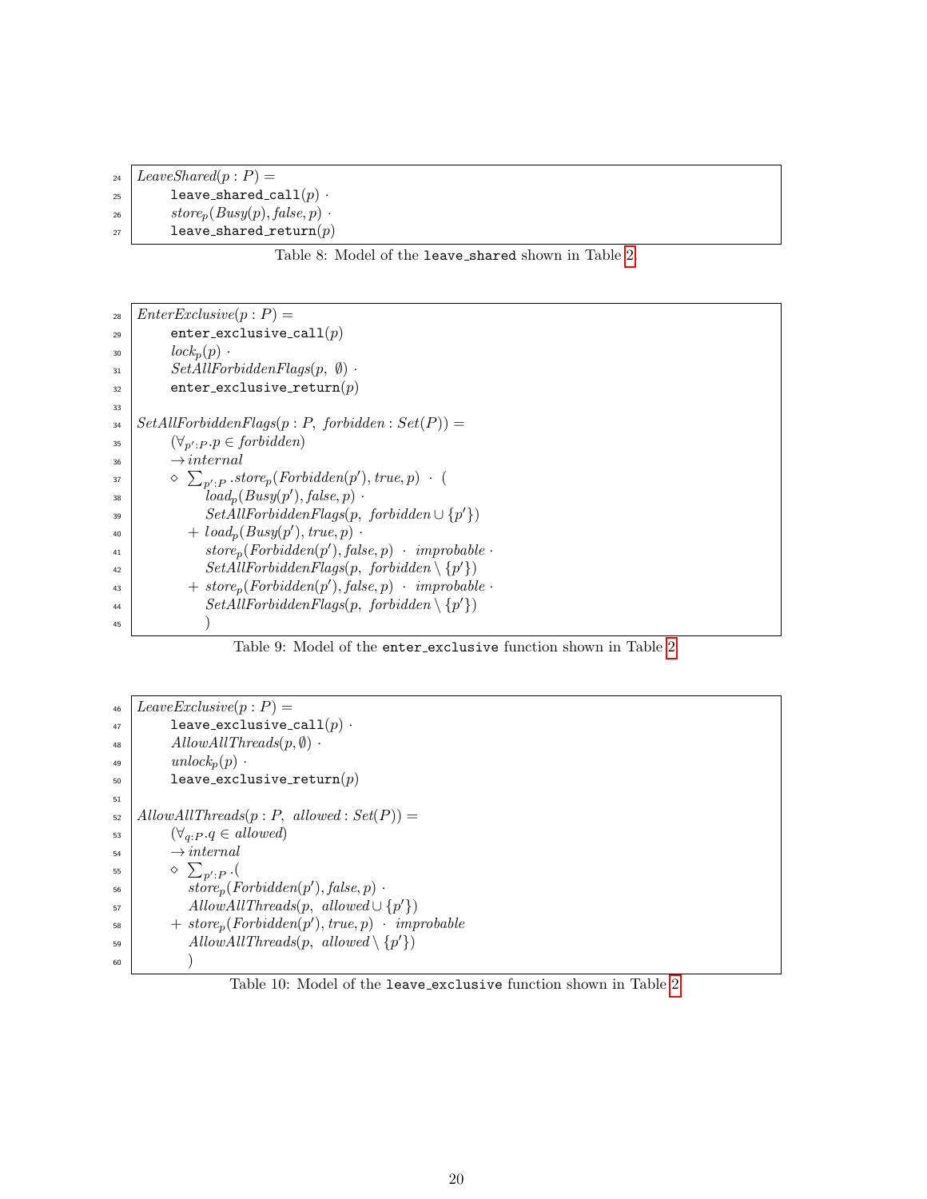```
24  LeaveShared(p : P) =
25        leave_shared_call(p) ·
26        store_p(Busy(p), false, p) ·
27        leave_shared_return(p)
```

Table 8: Model of the `leave_shared` shown in Table 2

```
28  EnterExclusive(p : P) =
29        enter_exclusive_call(p)
30        lock_p(p) ·
31        SetAllForbiddenFlags(p, ∅) ·
32        enter_exclusive_return(p)
33
34  SetAllForbiddenFlags(p : P, forbidden : Set(P)) =
35        (∀_{p':P}.p ∈ forbidden)
36        → internal
37        ⋄ Σ_{p':P}.store_p(Forbidden(p'), true, p) · (
38              load_p(Busy(p'), false, p) ·
39              SetAllForbiddenFlags(p, forbidden ∪ {p'})
40           + load_p(Busy(p'), true, p) ·
41              store_p(Forbidden(p'), false, p) · improbable ·
42              SetAllForbiddenFlags(p, forbidden \ {p'})
43           + store_p(Forbidden(p'), false, p) · improbable ·
44              SetAllForbiddenFlags(p, forbidden \ {p'})
45              )
```

Table 9: Model of the `enter_exclusive` function shown in Table 2

```
46  LeaveExclusive(p : P) =
47        leave_exclusive_call(p) ·
48        AllowAllThreads(p, ∅) ·
49        unlock_p(p) ·
50        leave_exclusive_return(p)
51
52  AllowAllThreads(p : P, allowed : Set(P)) =
53        (∀_{q:P}.q ∈ allowed)
54        → internal
55        ⋄ Σ_{p':P}.(
56           store_p(Forbidden(p'), false, p) ·
57           AllowAllThreads(p, allowed ∪ {p'})
58        + store_p(Forbidden(p'), true, p) · improbable
59           AllowAllThreads(p, allowed \ {p'})
60           )
```

Table 10: Model of the `leave_exclusive` function shown in Table 2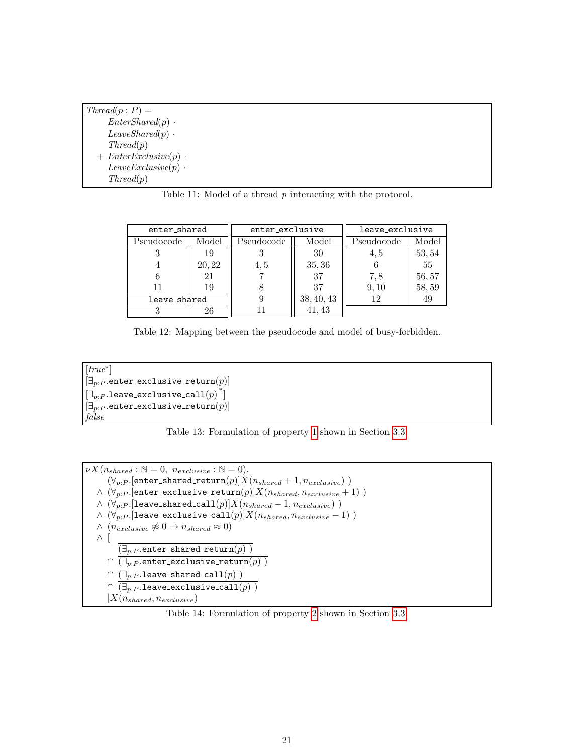$$
\begin{aligned}
&\mathit{Thread}(p : P) = \\
&\quad \mathit{EnterShared}(p) \cdot \\
&\quad \mathit{LeaveShared}(p) \cdot \\
&\quad \mathit{Thread}(p) \\
&\;+ \mathit{EnterExclusive}(p) \cdot \\
&\quad \mathit{LeaveExclusive}(p) \cdot \\
&\quad \mathit{Thread}(p)
\end{aligned}
$$

Table 11: Model of a thread $p$ interacting with the protocol.

| enter_shared | | enter_exclusive | | leave_exclusive | |
|---|---|---|---|---|---|
| Pseudocode | Model | Pseudocode | Model | Pseudocode | Model |
| 3 | 19 | 3 | 30 | 4, 5 | 53, 54 |
| 4 | 20, 22 | 4, 5 | 35, 36 | 6 | 55 |
| 6 | 21 | 7 | 37 | 7, 8 | 56, 57 |
| 11 | 19 | 8 | 37 | 9, 10 | 58, 59 |
| **leave_shared** | | 9 | 38, 40, 43 | 12 | 49 |
| 3 | 26 | 11 | 41, 43 | | |

Table 12: Mapping between the pseudocode and model of busy-forbidden.

$$
\begin{aligned}
&[\mathit{true}^*] \\
&[\exists_{p:P}.\texttt{enter\_exclusive\_return}(p)] \\
&[\overline{\exists_{p:P}.\texttt{leave\_exclusive\_call}(p)}^{\,*}] \\
&[\exists_{p:P}.\texttt{enter\_exclusive\_return}(p)] \\
&\mathit{false}
\end{aligned}
$$

Table 13: Formulation of property 1 shown in Section 3.3

$$
\begin{aligned}
&\nu X(n_{shared} : \mathbb{N} = 0,\ n_{exclusive} : \mathbb{N} = 0). \\
&\quad (\forall_{p:P}.[\texttt{enter\_shared\_return}(p)]X(n_{shared} + 1, n_{exclusive})\ ) \\
&\;\wedge\ (\forall_{p:P}.[\texttt{enter\_exclusive\_return}(p)]X(n_{shared}, n_{exclusive} + 1)\ ) \\
&\;\wedge\ (\forall_{p:P}.[\texttt{leave\_shared\_call}(p)]X(n_{shared} - 1, n_{exclusive})\ ) \\
&\;\wedge\ (\forall_{p:P}.[\texttt{leave\_exclusive\_call}(p)]X(n_{shared}, n_{exclusive} - 1)\ ) \\
&\;\wedge\ (n_{exclusive} \not\approx 0 \rightarrow n_{shared} \approx 0) \\
&\;\wedge\ [ \\
&\quad\quad \overline{(\exists_{p:P}.\texttt{enter\_shared\_return}(p)\ )} \\
&\quad \cap\ \overline{(\exists_{p:P}.\texttt{enter\_exclusive\_return}(p)\ )} \\
&\quad \cap\ \overline{(\exists_{p:P}.\texttt{leave\_shared\_call}(p)\ )} \\
&\quad \cap\ \overline{(\exists_{p:P}.\texttt{leave\_exclusive\_call}(p)\ )} \\
&\quad ]X(n_{shared}, n_{exclusive})
\end{aligned}
$$

Table 14: Formulation of property 2 shown in Section 3.3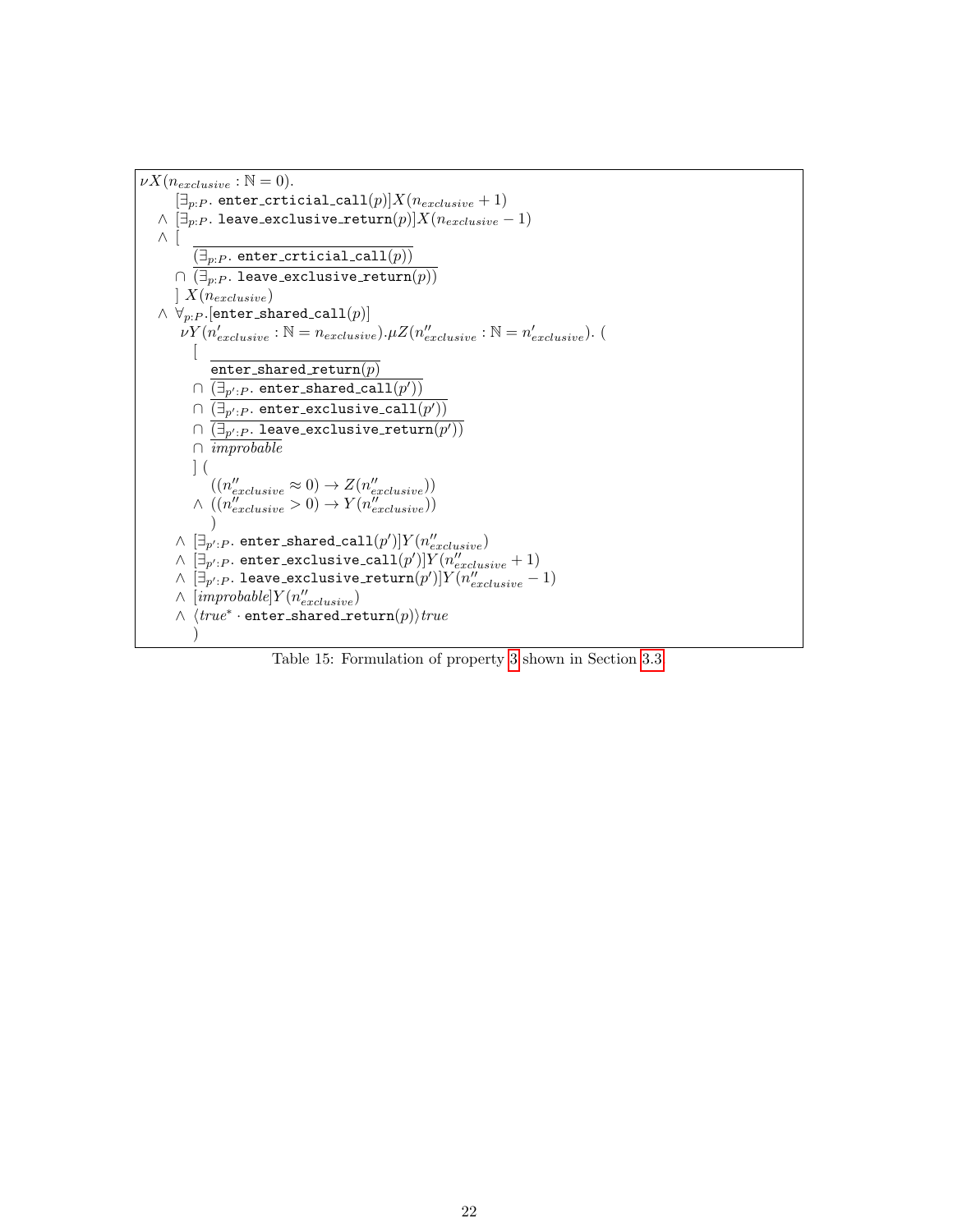$$
\begin{array}{l}
\nu X(n_{exclusive} : \mathbb{N} = 0). \\
\quad\quad [\exists_{p:P}.\ \texttt{enter\_crticial\_call}(p)] X(n_{exclusive} + 1) \\
\quad \land\ [\exists_{p:P}.\ \texttt{leave\_exclusive\_return}(p)] X(n_{exclusive} - 1) \\
\quad \land\ [ \\
\quad\quad\quad \overline{(\exists_{p:P}.\ \texttt{enter\_crticial\_call}(p))} \\
\quad\quad \cap\ \overline{(\exists_{p:P}.\ \texttt{leave\_exclusive\_return}(p))} \\
\quad\quad ]\ X(n_{exclusive}) \\
\quad \land\ \forall_{p:P}.[\texttt{enter\_shared\_call}(p)] \\
\quad\quad \nu Y(n'_{exclusive} : \mathbb{N} = n_{exclusive}).\mu Z(n''_{exclusive} : \mathbb{N} = n'_{exclusive}).\ ( \\
\quad\quad\quad [ \\
\quad\quad\quad\quad \overline{\texttt{enter\_shared\_return}(p)} \\
\quad\quad\quad \cap\ \overline{(\exists_{p':P}.\ \texttt{enter\_shared\_call}(p'))} \\
\quad\quad\quad \cap\ \overline{(\exists_{p':P}.\ \texttt{enter\_exclusive\_call}(p'))} \\
\quad\quad\quad \cap\ \overline{(\exists_{p':P}.\ \texttt{leave\_exclusive\_return}(p'))} \\
\quad\quad\quad \cap\ \overline{improbable} \\
\quad\quad\quad ]\ ( \\
\quad\quad\quad\quad ((n''_{exclusive} \approx 0) \rightarrow Z(n''_{exclusive})) \\
\quad\quad\quad \land\ ((n''_{exclusive} > 0) \rightarrow Y(n''_{exclusive})) \\
\quad\quad\quad\quad ) \\
\quad\quad \land\ [\exists_{p':P}.\ \texttt{enter\_shared\_call}(p')] Y(n''_{exclusive}) \\
\quad\quad \land\ [\exists_{p':P}.\ \texttt{enter\_exclusive\_call}(p')] Y(n''_{exclusive} + 1) \\
\quad\quad \land\ [\exists_{p':P}.\ \texttt{leave\_exclusive\_return}(p')] Y(n''_{exclusive} - 1) \\
\quad\quad \land\ [improbable] Y(n''_{exclusive}) \\
\quad\quad \land\ \langle true^* \cdot \texttt{enter\_shared\_return}(p) \rangle true \\
\quad\quad\quad )
\end{array}
$$

Table 15: Formulation of property 3 shown in Section 3.3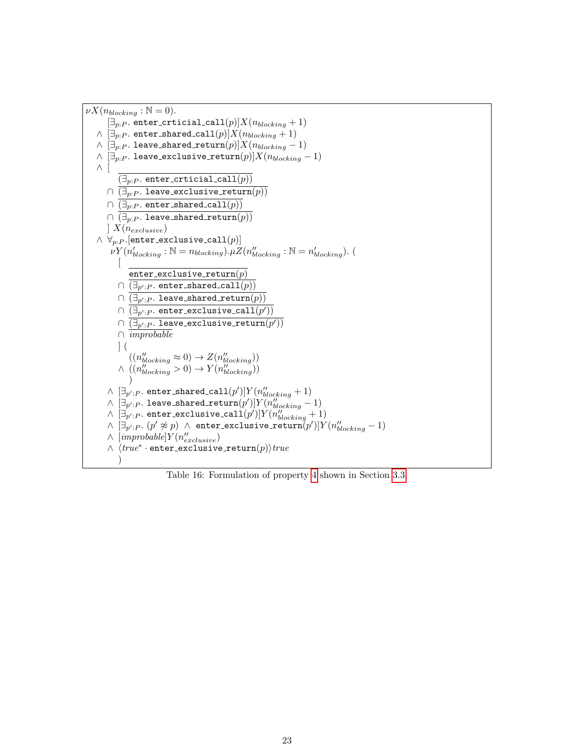$$
\begin{array}{l}
\nu X(n_{blocking} : \mathbb{N} = 0). \\
\quad\quad [\exists_{p:P}.\ \texttt{enter\_crticial\_call}(p)] X(n_{blocking} + 1) \\
\quad \wedge\ [\exists_{p:P}.\ \texttt{enter\_shared\_call}(p)] X(n_{blocking} + 1) \\
\quad \wedge\ [\exists_{p:P}.\ \texttt{leave\_shared\_return}(p)] X(n_{blocking} - 1) \\
\quad \wedge\ [\exists_{p:P}.\ \texttt{leave\_exclusive\_return}(p)] X(n_{blocking} - 1) \\
\quad \wedge\ [ \\
\quad\quad\quad \overline{(\exists_{p:P}.\ \texttt{enter\_crticial\_call}(p))} \\
\quad\quad \cap\ \overline{(\exists_{p:P}.\ \texttt{leave\_exclusive\_return}(p))} \\
\quad\quad \cap\ \overline{(\exists_{p:P}.\ \texttt{enter\_shared\_call}(p))} \\
\quad\quad \cap\ \overline{(\exists_{p:P}.\ \texttt{leave\_shared\_return}(p))} \\
\quad\quad ]\ X(n_{exclusive}) \\
\quad \wedge\ \forall_{p:P}.[\texttt{enter\_exclusive\_call}(p)] \\
\quad\quad \nu Y(n'_{blocking} : \mathbb{N} = n_{blocking}).\mu Z(n''_{blocking} : \mathbb{N} = n'_{blocking}).\ ( \\
\quad\quad\quad [ \\
\quad\quad\quad\quad \overline{\texttt{enter\_exclusive\_return}(p)} \\
\quad\quad\quad \cap\ \overline{(\exists_{p':P}.\ \texttt{enter\_shared\_call}(p))} \\
\quad\quad\quad \cap\ \overline{(\exists_{p':P}.\ \texttt{leave\_shared\_return}(p))} \\
\quad\quad\quad \cap\ \overline{(\exists_{p':P}.\ \texttt{enter\_exclusive\_call}(p'))} \\
\quad\quad\quad \cap\ \overline{(\exists_{p':P}.\ \texttt{leave\_exclusive\_return}(p'))} \\
\quad\quad\quad \cap\ \overline{improbable} \\
\quad\quad\quad ]\ ( \\
\quad\quad\quad\quad ((n''_{blocking} \approx 0) \rightarrow Z(n''_{blocking})) \\
\quad\quad\quad \wedge\ ((n''_{blocking} > 0) \rightarrow Y(n''_{blocking})) \\
\quad\quad\quad\quad ) \\
\quad\quad \wedge\ [\exists_{p':P}.\ \texttt{enter\_shared\_call}(p')] Y(n''_{blocking} + 1) \\
\quad\quad \wedge\ [\exists_{p':P}.\ \texttt{leave\_shared\_return}(p')] Y(n''_{blocking} - 1) \\
\quad\quad \wedge\ [\exists_{p':P}.\ \texttt{enter\_exclusive\_call}(p')] Y(n''_{blocking} + 1) \\
\quad\quad \wedge\ [\exists_{p':P}.\ (p' \not\approx p)\ \wedge\ \texttt{enter\_exclusive\_return}(p')] Y(n''_{blocking} - 1) \\
\quad\quad \wedge\ [improbable] Y(n''_{exclusive}) \\
\quad\quad \wedge\ \langle true^* \cdot \texttt{enter\_exclusive\_return}(p) \rangle true \\
\quad\quad\quad )
\end{array}
$$

Table 16: Formulation of property 4 shown in Section 3.3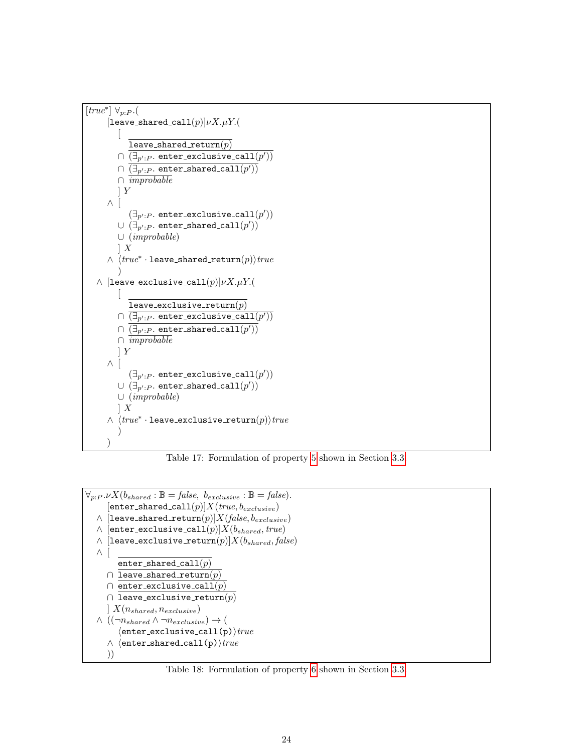$$
\begin{aligned}
&[\mathit{true}^*]\ \forall_{p:P}.(\\
&\quad [\texttt{leave\_shared\_call}(p)]\nu X.\mu Y.(\\
&\qquad [\\
&\qquad\quad \overline{\texttt{leave\_shared\_return}(p)}\\
&\qquad \cap\ \overline{(\exists_{p':P}.\ \texttt{enter\_exclusive\_call}(p'))}\\
&\qquad \cap\ \overline{(\exists_{p':P}.\ \texttt{enter\_shared\_call}(p'))}\\
&\qquad \cap\ \overline{\mathit{improbable}}\\
&\qquad ]\ Y\\
&\quad \wedge\ [\\
&\qquad\quad (\exists_{p':P}.\ \texttt{enter\_exclusive\_call}(p'))\\
&\qquad \cup\ (\exists_{p':P}.\ \texttt{enter\_shared\_call}(p'))\\
&\qquad \cup\ (\mathit{improbable})\\
&\qquad ]\ X\\
&\quad \wedge\ \langle \mathit{true}^* \cdot \texttt{leave\_shared\_return}(p)\rangle \mathit{true}\\
&\qquad )\\
&\ \wedge\ [\texttt{leave\_exclusive\_call}(p)]\nu X.\mu Y.(\\
&\qquad [\\
&\qquad\quad \overline{\texttt{leave\_exclusive\_return}(p)}\\
&\qquad \cap\ \overline{(\exists_{p':P}.\ \texttt{enter\_exclusive\_call}(p'))}\\
&\qquad \cap\ \overline{(\exists_{p':P}.\ \texttt{enter\_shared\_call}(p'))}\\
&\qquad \cap\ \overline{\mathit{improbable}}\\
&\qquad ]\ Y\\
&\quad \wedge\ [\\
&\qquad\quad (\exists_{p':P}.\ \texttt{enter\_exclusive\_call}(p'))\\
&\qquad \cup\ (\exists_{p':P}.\ \texttt{enter\_shared\_call}(p'))\\
&\qquad \cup\ (\mathit{improbable})\\
&\qquad ]\ X\\
&\quad \wedge\ \langle \mathit{true}^* \cdot \texttt{leave\_exclusive\_return}(p)\rangle \mathit{true}\\
&\qquad )\\
&\quad )
\end{aligned}
$$

Table 17: Formulation of property 5 shown in Section 3.3

$$
\begin{aligned}
&\forall_{p:P}.\nu X(b_{shared}:\mathbb{B}=\mathit{false},\ b_{exclusive}:\mathbb{B}=\mathit{false}).\\
&\quad [\texttt{enter\_shared\_call}(p)]X(\mathit{true}, b_{exclusive})\\
&\ \wedge\ [\texttt{leave\_shared\_return}(p)]X(\mathit{false}, b_{exclusive})\\
&\ \wedge\ [\texttt{enter\_exclusive\_call}(p)]X(b_{shared}, \mathit{true})\\
&\ \wedge\ [\texttt{leave\_exclusive\_return}(p)]X(b_{shared}, \mathit{false})\\
&\ \wedge\ [\\
&\qquad \overline{\texttt{enter\_shared\_call}(p)}\\
&\quad \cap\ \overline{\texttt{leave\_shared\_return}(p)}\\
&\quad \cap\ \overline{\texttt{enter\_exclusive\_call}(p)}\\
&\quad \cap\ \overline{\texttt{leave\_exclusive\_return}(p)}\\
&\quad ]\ X(n_{shared}, n_{exclusive})\\
&\ \wedge\ ((\neg n_{shared} \wedge \neg n_{exclusive}) \rightarrow (\\
&\qquad \langle \texttt{enter\_exclusive\_call(p)}\rangle \mathit{true}\\
&\quad \wedge\ \langle \texttt{enter\_shared\_call(p)}\rangle \mathit{true}\\
&\quad ))
\end{aligned}
$$

Table 18: Formulation of property 6 shown in Section 3.3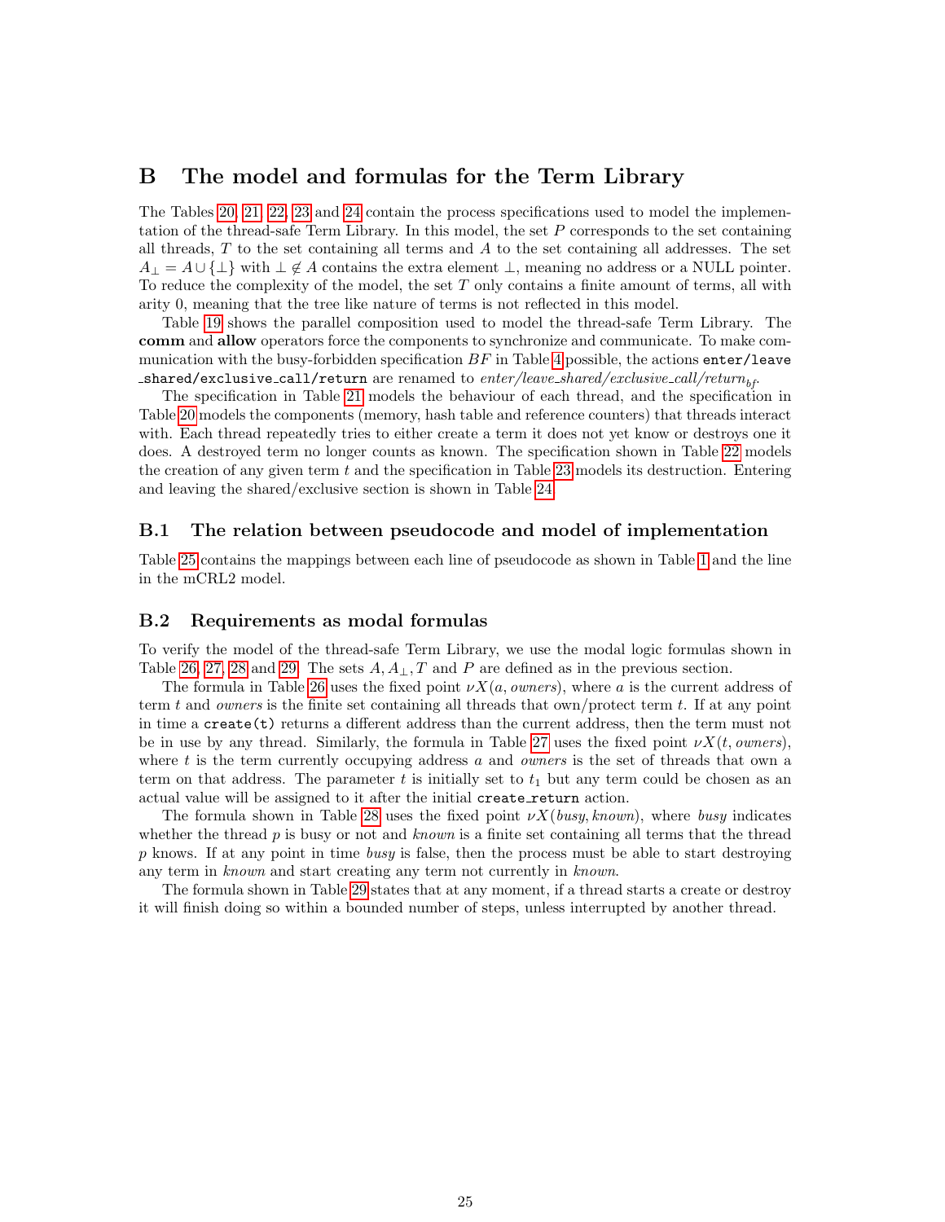# B The model and formulas for the Term Library

The Tables 20, 21, 22, 23 and 24 contain the process specifications used to model the implementation of the thread-safe Term Library. In this model, the set $P$ corresponds to the set containing all threads, $T$ to the set containing all terms and $A$ to the set containing all addresses. The set $A_\perp = A \cup \{\perp\}$ with $\perp \notin A$ contains the extra element $\perp$, meaning no address or a NULL pointer. To reduce the complexity of the model, the set $T$ only contains a finite amount of terms, all with arity 0, meaning that the tree like nature of terms is not reflected in this model.

Table 19 shows the parallel composition used to model the thread-safe Term Library. The **comm** and **allow** operators force the components to synchronize and communicate. To make communication with the busy-forbidden specification $BF$ in Table 4 possible, the actions `enter/leave_shared/exclusive_call/return` are renamed to *enter/leave_shared/exclusive_call/return*$_{bf}$.

The specification in Table 21 models the behaviour of each thread, and the specification in Table 20 models the components (memory, hash table and reference counters) that threads interact with. Each thread repeatedly tries to either create a term it does not yet know or destroys one it does. A destroyed term no longer counts as known. The specification shown in Table 22 models the creation of any given term $t$ and the specification in Table 23 models its destruction. Entering and leaving the shared/exclusive section is shown in Table 24.

## B.1 The relation between pseudocode and model of implementation

Table 25 contains the mappings between each line of pseudocode as shown in Table 1 and the line in the mCRL2 model.

## B.2 Requirements as modal formulas

To verify the model of the thread-safe Term Library, we use the modal logic formulas shown in Table 26, 27, 28 and 29. The sets $A, A_\perp, T$ and $P$ are defined as in the previous section.

The formula in Table 26 uses the fixed point $\nu X(a, owners)$, where $a$ is the current address of term $t$ and *owners* is the finite set containing all threads that own/protect term $t$. If at any point in time a `create(t)` returns a different address than the current address, then the term must not be in use by any thread. Similarly, the formula in Table 27 uses the fixed point $\nu X(t, owners)$, where $t$ is the term currently occupying address $a$ and *owners* is the set of threads that own a term on that address. The parameter $t$ is initially set to $t_1$ but any term could be chosen as an actual value will be assigned to it after the initial `create_return` action.

The formula shown in Table 28 uses the fixed point $\nu X(busy, known)$, where *busy* indicates whether the thread $p$ is busy or not and *known* is a finite set containing all terms that the thread $p$ knows. If at any point in time *busy* is false, then the process must be able to start destroying any term in *known* and start creating any term not currently in *known*.

The formula shown in Table 29 states that at any moment, if a thread starts a create or destroy it will finish doing so within a bounded number of steps, unless interrupted by another thread.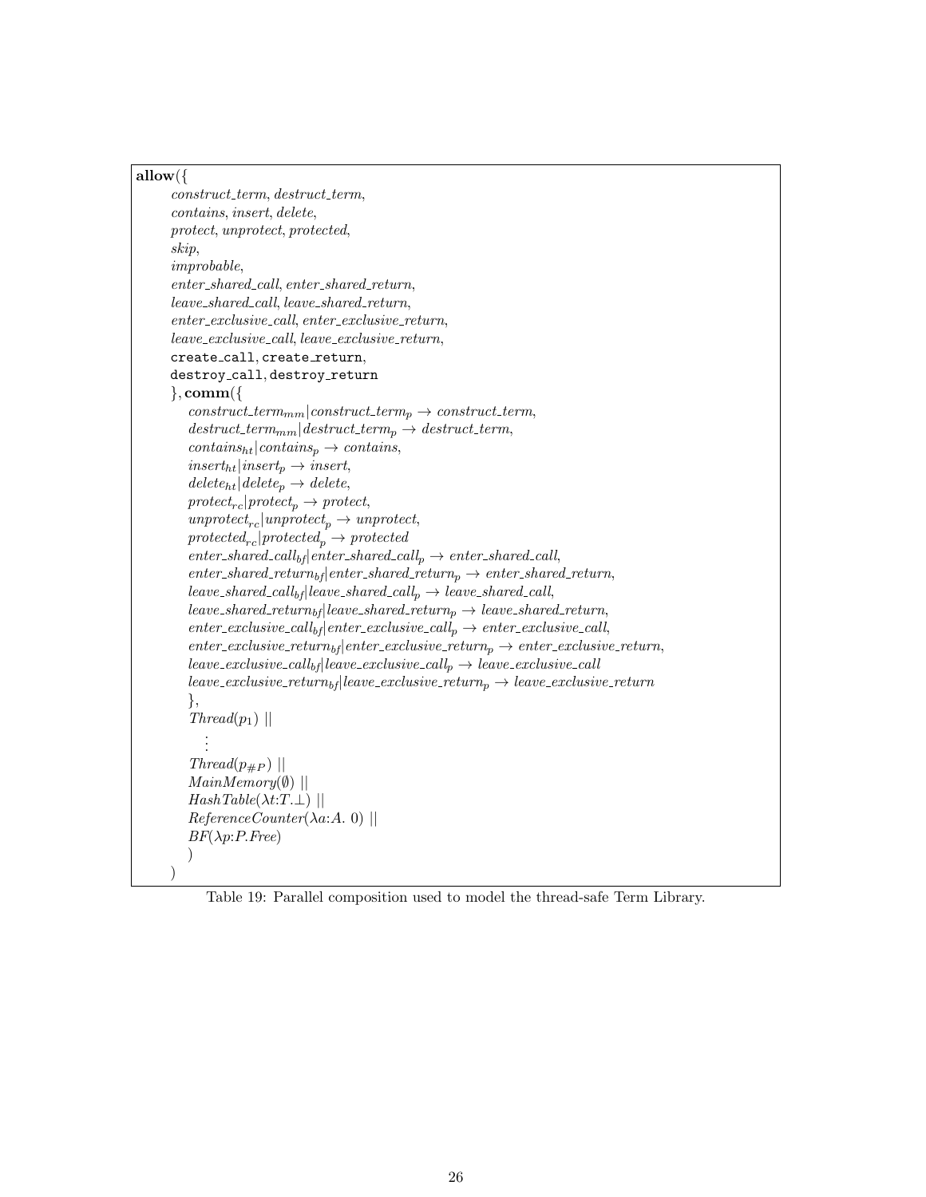$$
\begin{array}{l}
\textbf{allow}(\{ \\
\quad \textit{construct\_term}, \textit{destruct\_term}, \\
\quad \textit{contains}, \textit{insert}, \textit{delete}, \\
\quad \textit{protect}, \textit{unprotect}, \textit{protected}, \\
\quad \textit{skip}, \\
\quad \textit{improbable}, \\
\quad \textit{enter\_shared\_call}, \textit{enter\_shared\_return}, \\
\quad \textit{leave\_shared\_call}, \textit{leave\_shared\_return}, \\
\quad \textit{enter\_exclusive\_call}, \textit{enter\_exclusive\_return}, \\
\quad \textit{leave\_exclusive\_call}, \textit{leave\_exclusive\_return}, \\
\quad \texttt{create\_call}, \texttt{create\_return}, \\
\quad \texttt{destroy\_call}, \texttt{destroy\_return} \\
\quad \}, \textbf{comm}(\{ \\
\qquad \textit{construct\_term}_{mm} | \textit{construct\_term}_p \rightarrow \textit{construct\_term}, \\
\qquad \textit{destruct\_term}_{mm} | \textit{destruct\_term}_p \rightarrow \textit{destruct\_term}, \\
\qquad \textit{contains}_{ht} | \textit{contains}_p \rightarrow \textit{contains}, \\
\qquad \textit{insert}_{ht} | \textit{insert}_p \rightarrow \textit{insert}, \\
\qquad \textit{delete}_{ht} | \textit{delete}_p \rightarrow \textit{delete}, \\
\qquad \textit{protect}_{rc} | \textit{protect}_p \rightarrow \textit{protect}, \\
\qquad \textit{unprotect}_{rc} | \textit{unprotect}_p \rightarrow \textit{unprotect}, \\
\qquad \textit{protected}_{rc} | \textit{protected}_p \rightarrow \textit{protected} \\
\qquad \textit{enter\_shared\_call}_{bf} | \textit{enter\_shared\_call}_p \rightarrow \textit{enter\_shared\_call}, \\
\qquad \textit{enter\_shared\_return}_{bf} | \textit{enter\_shared\_return}_p \rightarrow \textit{enter\_shared\_return}, \\
\qquad \textit{leave\_shared\_call}_{bf} | \textit{leave\_shared\_call}_p \rightarrow \textit{leave\_shared\_call}, \\
\qquad \textit{leave\_shared\_return}_{bf} | \textit{leave\_shared\_return}_p \rightarrow \textit{leave\_shared\_return}, \\
\qquad \textit{enter\_exclusive\_call}_{bf} | \textit{enter\_exclusive\_call}_p \rightarrow \textit{enter\_exclusive\_call}, \\
\qquad \textit{enter\_exclusive\_return}_{bf} | \textit{enter\_exclusive\_return}_p \rightarrow \textit{enter\_exclusive\_return}, \\
\qquad \textit{leave\_exclusive\_call}_{bf} | \textit{leave\_exclusive\_call}_p \rightarrow \textit{leave\_exclusive\_call} \\
\qquad \textit{leave\_exclusive\_return}_{bf} | \textit{leave\_exclusive\_return}_p \rightarrow \textit{leave\_exclusive\_return} \\
\qquad \}, \\
\qquad \textit{Thread}(p_1) \parallel \\
\qquad \quad \vdots \\
\qquad \textit{Thread}(p_{\#P}) \parallel \\
\qquad \textit{MainMemory}(\emptyset) \parallel \\
\qquad \textit{HashTable}(\lambda t{:}T.\bot) \parallel \\
\qquad \textit{ReferenceCounter}(\lambda a{:}A.\ 0) \parallel \\
\qquad \textit{BF}(\lambda p{:}P.\textit{Free}) \\
\qquad ) \\
\quad )
\end{array}
$$

Table 19: Parallel composition used to model the thread-safe Term Library.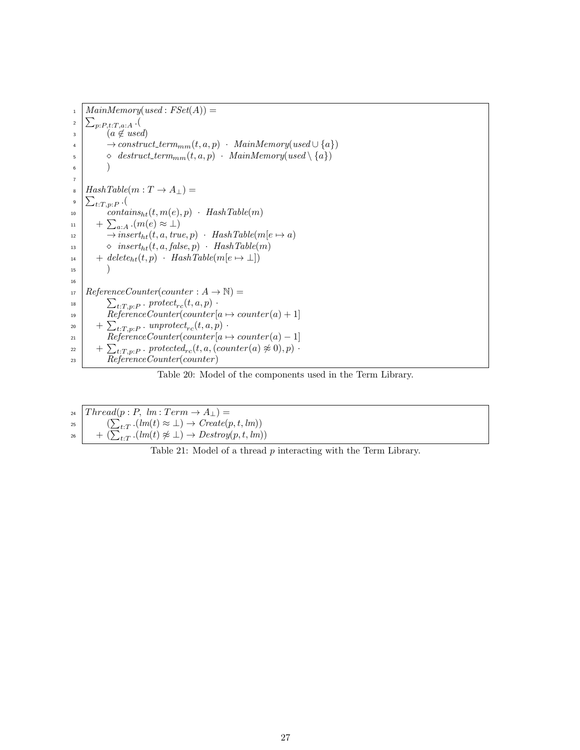$$
\begin{array}{rl}
1 & MainMemory(used : FSet(A)) = \\
2 & \sum_{p:P,t:T,a:A} .( \\
3 & \quad (a \notin used) \\
4 & \quad \rightarrow construct\_term_{mm}(t,a,p) \; \cdot \; MainMemory(used \cup \{a\}) \\
5 & \quad \diamond \; destruct\_term_{mm}(t,a,p) \; \cdot \; MainMemory(used \setminus \{a\}) \\
6 & \quad ) \\
7 & \\
8 & HashTable(m : T \rightarrow A_{\bot}) = \\
9 & \sum_{t:T,p:P} .( \\
10 & \quad contains_{ht}(t, m(e), p) \; \cdot \; HashTable(m) \\
11 & \quad + \sum_{a:A} .(m(e) \approx \bot) \\
12 & \quad \rightarrow insert_{ht}(t, a, true, p) \; \cdot \; HashTable(m[e \mapsto a) \\
13 & \quad \diamond \; insert_{ht}(t, a, false, p) \; \cdot \; HashTable(m) \\
14 & \quad + \; delete_{ht}(t,p) \; \cdot \; HashTable(m[e \mapsto \bot]) \\
15 & \quad ) \\
16 & \\
17 & ReferenceCounter(counter : A \rightarrow \mathbb{N}) = \\
18 & \quad \sum_{t:T,p:P} . \; protect_{rc}(t,a,p) \; \cdot \\
19 & \quad ReferenceCounter(counter[a \mapsto counter(a) + 1] \\
20 & \quad + \sum_{t:T,p:P} . \; unprotect_{rc}(t,a,p) \; \cdot \\
21 & \quad ReferenceCounter(counter[a \mapsto counter(a) - 1] \\
22 & \quad + \sum_{t:T,p:P} . \; protected_{rc}(t, a, (counter(a) \not\approx 0), p) \; \cdot \\
23 & \quad ReferenceCounter(counter)
\end{array}
$$

Table 20: Model of the components used in the Term Library.

$$
\begin{array}{rl}
24 & Thread(p : P, \; lm : Term \rightarrow A_{\bot}) = \\
25 & \quad (\sum_{t:T} .(lm(t) \approx \bot) \rightarrow Create(p,t,lm)) \\
26 & \quad + \; (\sum_{t:T} .(lm(t) \not\approx \bot) \rightarrow Destroy(p,t,lm))
\end{array}
$$

Table 21: Model of a thread $p$ interacting with the Term Library.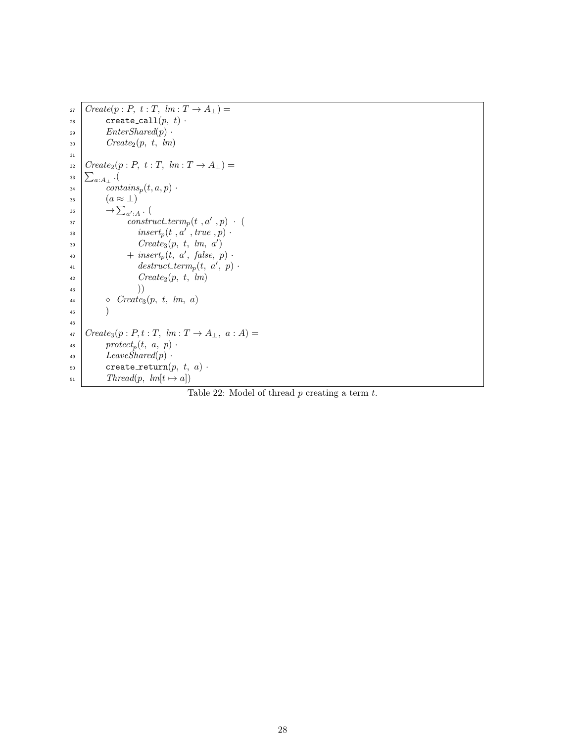```
27  Create(p : P, t : T, lm : T → A⊥) =
28        create_call(p, t) ·
29        EnterShared(p) ·
30        Create2(p, t, lm)
31
32  Create2(p : P, t : T, lm : T → A⊥) =
33  Σ_{a:A⊥} .(
34        contains_p(t, a, p) ·
35        (a ≈ ⊥)
36        → Σ_{a′:A} · (
37              construct_term_p(t , a′ , p) · (
38                 insert_p(t , a′ , true , p) ·
39                 Create3(p, t, lm, a′)
40              + insert_p(t, a′, false, p) ·
41                 destruct_term_p(t, a′, p) ·
42                 Create2(p, t, lm)
43                 ))
44        ◇ Create3(p, t, lm, a)
45        )
46
47  Create3(p : P, t : T, lm : T → A⊥, a : A) =
48        protect_p(t, a, p) ·
49        LeaveShared(p) ·
50        create_return(p, t, a) ·
51        Thread(p, lm[t ↦ a])
```

Table 22: Model of thread $p$ creating a term $t$.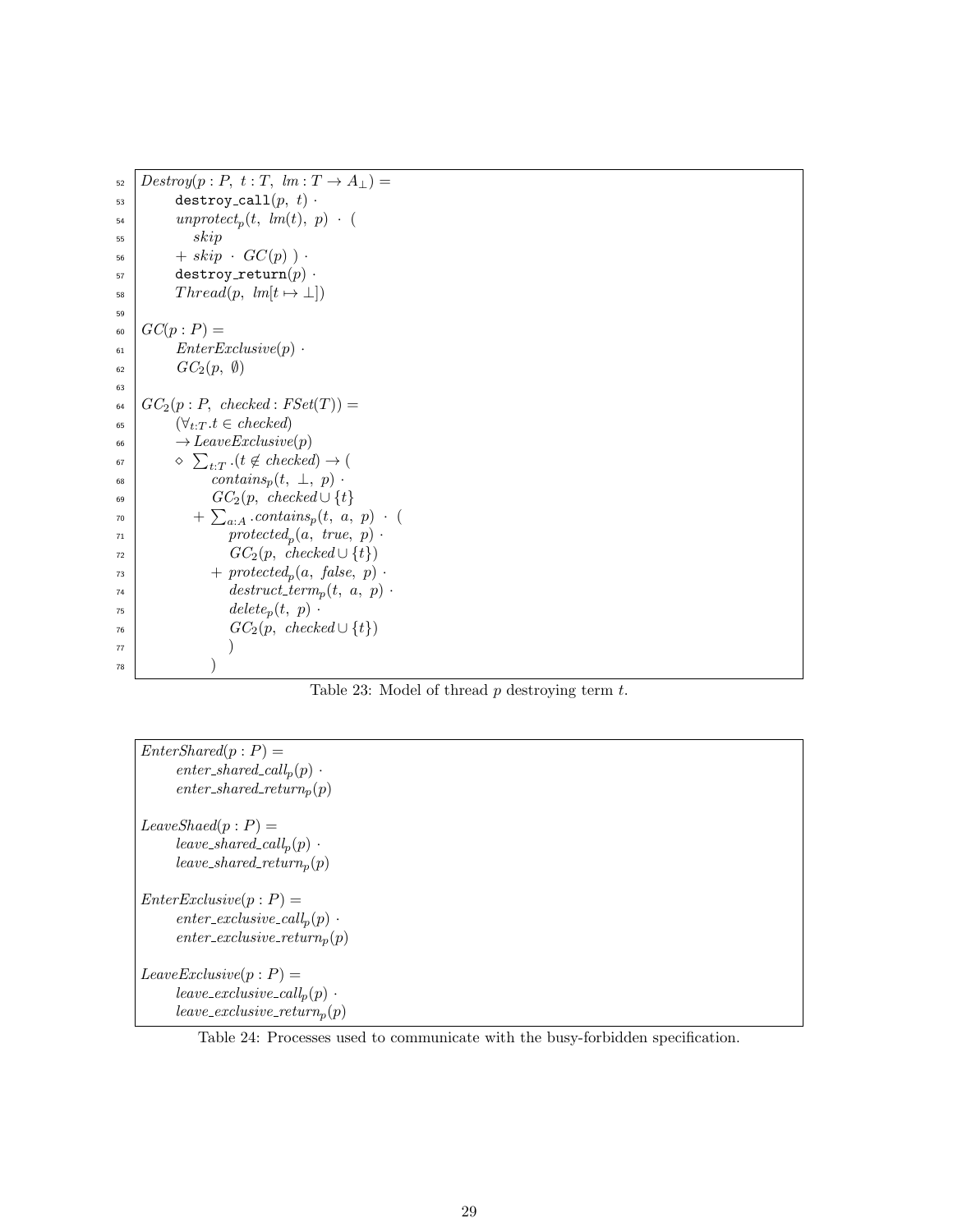```
52  Destroy(p : P, t : T, lm : T → A⊥) =
53        destroy_call(p, t) ·
54        unprotect_p(t, lm(t), p) · (
55           skip
56        + skip · GC(p) ) ·
57        destroy_return(p) ·
58        Thread(p, lm[t ↦ ⊥])
59
60  GC(p : P) =
61        EnterExclusive(p) ·
62        GC_2(p, ∅)
63
64  GC_2(p : P, checked : FSet(T)) =
65        (∀_{t:T}.t ∈ checked)
66        → LeaveExclusive(p)
67        ◇ Σ_{t:T} .(t ∉ checked) → (
68              contains_p(t, ⊥, p) ·
69              GC_2(p, checked ∪ {t}
70           + Σ_{a:A} .contains_p(t, a, p) · (
71                 protected_p(a, true, p) ·
72                 GC_2(p, checked ∪ {t})
73              + protected_p(a, false, p) ·
74                 destruct_term_p(t, a, p) ·
75                 delete_p(t, p) ·
76                 GC_2(p, checked ∪ {t})
77                 )
78              )
```

Table 23: Model of thread $p$ destroying term $t$.

```
EnterShared(p : P) =
      enter_shared_call_p(p) ·
      enter_shared_return_p(p)

LeaveShaed(p : P) =
      leave_shared_call_p(p) ·
      leave_shared_return_p(p)

EnterExclusive(p : P) =
      enter_exclusive_call_p(p) ·
      enter_exclusive_return_p(p)

LeaveExclusive(p : P) =
      leave_exclusive_call_p(p) ·
      leave_exclusive_return_p(p)
```

Table 24: Processes used to communicate with the busy-forbidden specification.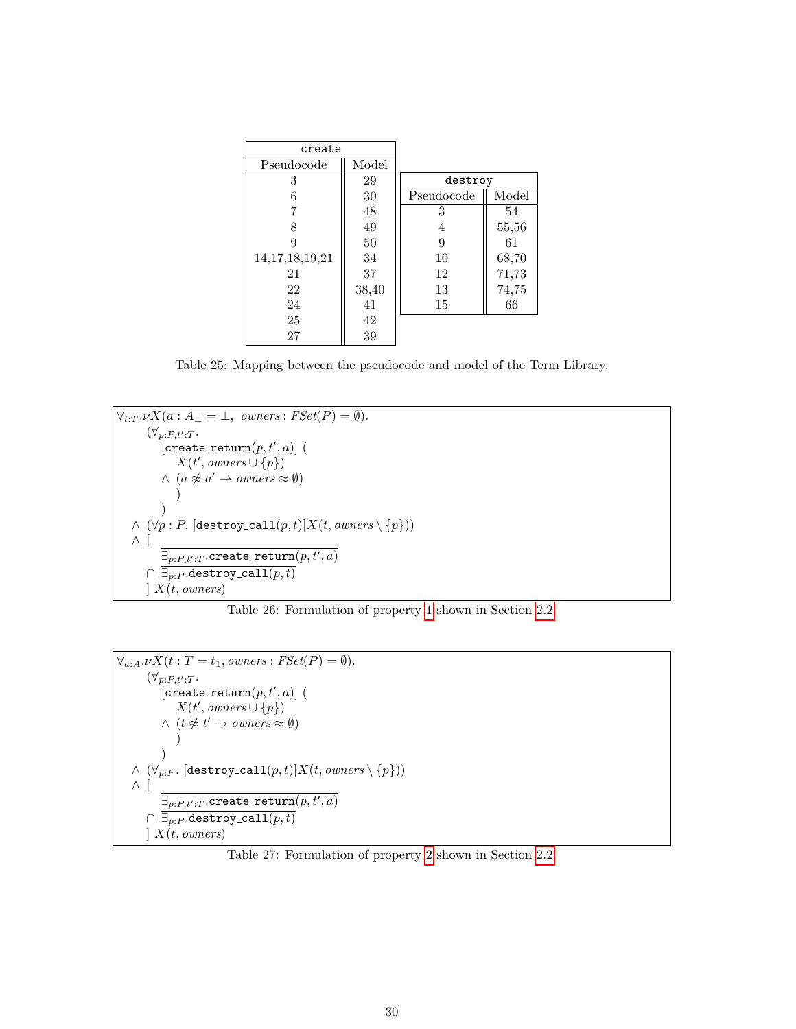| create | |
|---|---|
| Pseudocode | Model |
| 3 | 29 |
| 6 | 30 |
| 7 | 48 |
| 8 | 49 |
| 9 | 50 |
| 14,17,18,19,21 | 34 |
| 21 | 37 |
| 22 | 38,40 |
| 24 | 41 |
| 25 | 42 |
| 27 | 39 |

| destroy | |
|---|---|
| Pseudocode | Model |
| 3 | 54 |
| 4 | 55,56 |
| 9 | 61 |
| 10 | 68,70 |
| 12 | 71,73 |
| 13 | 74,75 |
| 15 | 66 |

Table 25: Mapping between the pseudocode and model of the Term Library.

$$
\begin{array}{l}
\forall_{t:T}.\nu X(a : A_\bot = \bot,\ \mathit{owners} : \mathit{FSet}(P) = \emptyset). \\
\quad (\forall_{p:P,t':T}. \\
\quad\quad [\texttt{create\_return}(p, t', a)]\ ( \\
\quad\quad\quad X(t', \mathit{owners} \cup \{p\}) \\
\quad\quad \wedge\ (a \not\approx a' \rightarrow \mathit{owners} \approx \emptyset) \\
\quad\quad\quad ) \\
\quad\quad ) \\
\quad \wedge\ (\forall p : P.\ [\texttt{destroy\_call}(p, t)] X(t, \mathit{owners} \setminus \{p\})) \\
\quad \wedge\ [ \\
\quad\quad \overline{\exists_{p:P,t':T}.\texttt{create\_return}(p, t', a)} \\
\quad \cap\ \overline{\exists_{p:P}.\texttt{destroy\_call}(p, t)} \\
\quad ]\ X(t, \mathit{owners})
\end{array}
$$

Table 26: Formulation of property 1 shown in Section 2.2

$$
\begin{array}{l}
\forall_{a:A}.\nu X(t : T = t_1, \mathit{owners} : \mathit{FSet}(P) = \emptyset). \\
\quad (\forall_{p:P,t':T}. \\
\quad\quad [\texttt{create\_return}(p, t', a)]\ ( \\
\quad\quad\quad X(t', \mathit{owners} \cup \{p\}) \\
\quad\quad \wedge\ (t \not\approx t' \rightarrow \mathit{owners} \approx \emptyset) \\
\quad\quad\quad ) \\
\quad\quad ) \\
\quad \wedge\ (\forall_{p:P}.\ [\texttt{destroy\_call}(p, t)] X(t, \mathit{owners} \setminus \{p\})) \\
\quad \wedge\ [ \\
\quad\quad \overline{\exists_{p:P,t':T}.\texttt{create\_return}(p, t', a)} \\
\quad \cap\ \overline{\exists_{p:P}.\texttt{destroy\_call}(p, t)} \\
\quad ]\ X(t, \mathit{owners})
\end{array}
$$

Table 27: Formulation of property 2 shown in Section 2.2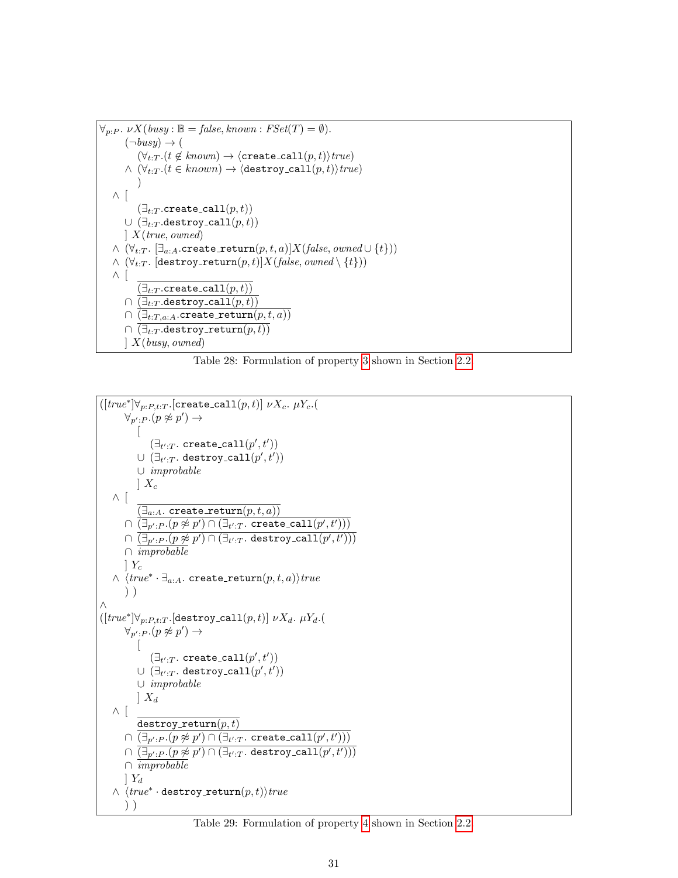$$
\begin{array}{l}
\forall_{p:P}.\ \nu X(\mathit{busy}:\mathbb{B}=\mathit{false}, \mathit{known}:\mathit{FSet}(T)=\emptyset).\\
\quad (\neg \mathit{busy}) \rightarrow (\\
\qquad (\forall_{t:T}.(t \notin \mathit{known}) \rightarrow \langle \texttt{create\_call}(p,t)\rangle \mathit{true})\\
\qquad \wedge\ (\forall_{t:T}.(t \in \mathit{known}) \rightarrow \langle \texttt{destroy\_call}(p,t)\rangle \mathit{true})\\
\qquad )\\
\quad \wedge\ [\\
\qquad (\exists_{t:T}.\texttt{create\_call}(p,t))\\
\qquad \cup\ (\exists_{t:T}.\texttt{destroy\_call}(p,t))\\
\qquad ]\ X(\mathit{true}, \mathit{owned})\\
\quad \wedge\ (\forall_{t:T}.\ [\exists_{a:A}.\texttt{create\_return}(p,t,a)] X(\mathit{false}, \mathit{owned} \cup \{t\}))\\
\quad \wedge\ (\forall_{t:T}.\ [\texttt{destroy\_return}(p,t)] X(\mathit{false}, \mathit{owned} \setminus \{t\}))\\
\quad \wedge\ [\\
\qquad \overline{(\exists_{t:T}.\texttt{create\_call}(p,t))}\\
\qquad \cap\ \overline{(\exists_{t:T}.\texttt{destroy\_call}(p,t))}\\
\qquad \cap\ \overline{(\exists_{t:T,a:A}.\texttt{create\_return}(p,t,a))}\\
\qquad \cap\ \overline{(\exists_{t:T}.\texttt{destroy\_return}(p,t))}\\
\qquad ]\ X(\mathit{busy}, \mathit{owned})
\end{array}
$$

Table 28: Formulation of property 3 shown in Section 2.2

$$
\begin{array}{l}
([\mathit{true}^*]\forall_{p:P,t:T}.[\texttt{create\_call}(p,t)]\ \nu X_c.\ \mu Y_c.(\\
\quad \forall_{p':P}.(p \not\approx p') \rightarrow\\
\qquad [\\
\qquad\quad (\exists_{t':T}.\ \texttt{create\_call}(p',t'))\\
\qquad \cup\ (\exists_{t':T}.\ \texttt{destroy\_call}(p',t'))\\
\qquad \cup\ \mathit{improbable}\\
\qquad ]\ X_c\\
\quad \wedge\ [\\
\qquad \overline{(\exists_{a:A}.\ \texttt{create\_return}(p,t,a))}\\
\qquad \cap\ \overline{(\exists_{p':P}.(p \not\approx p') \cap (\exists_{t':T}.\ \texttt{create\_call}(p',t')))}\\
\qquad \cap\ \overline{(\exists_{p':P}.(p \not\approx p') \cap (\exists_{t':T}.\ \texttt{destroy\_call}(p',t')))}\\
\qquad \cap\ \overline{\mathit{improbable}}\\
\qquad ]\ Y_c\\
\quad \wedge\ \langle \mathit{true}^* \cdot \exists_{a:A}.\ \texttt{create\_return}(p,t,a)\rangle \mathit{true}\\
\quad ))\\
\wedge\\
([\mathit{true}^*]\forall_{p:P,t:T}.[\texttt{destroy\_call}(p,t)]\ \nu X_d.\ \mu Y_d.(\\
\quad \forall_{p':P}.(p \not\approx p') \rightarrow\\
\qquad [\\
\qquad\quad (\exists_{t':T}.\ \texttt{create\_call}(p',t'))\\
\qquad \cup\ (\exists_{t':T}.\ \texttt{destroy\_call}(p',t'))\\
\qquad \cup\ \mathit{improbable}\\
\qquad ]\ X_d\\
\quad \wedge\ [\\
\qquad \overline{\texttt{destroy\_return}(p,t)}\\
\qquad \cap\ \overline{(\exists_{p':P}.(p \not\approx p') \cap (\exists_{t':T}.\ \texttt{create\_call}(p',t')))}\\
\qquad \cap\ \overline{(\exists_{p':P}.(p \not\approx p') \cap (\exists_{t':T}.\ \texttt{destroy\_call}(p',t')))}\\
\qquad \cap\ \overline{\mathit{improbable}}\\
\qquad ]\ Y_d\\
\quad \wedge\ \langle \mathit{true}^* \cdot \texttt{destroy\_return}(p,t)\rangle \mathit{true}\\
\quad ))
\end{array}
$$

Table 29: Formulation of property 4 shown in Section 2.2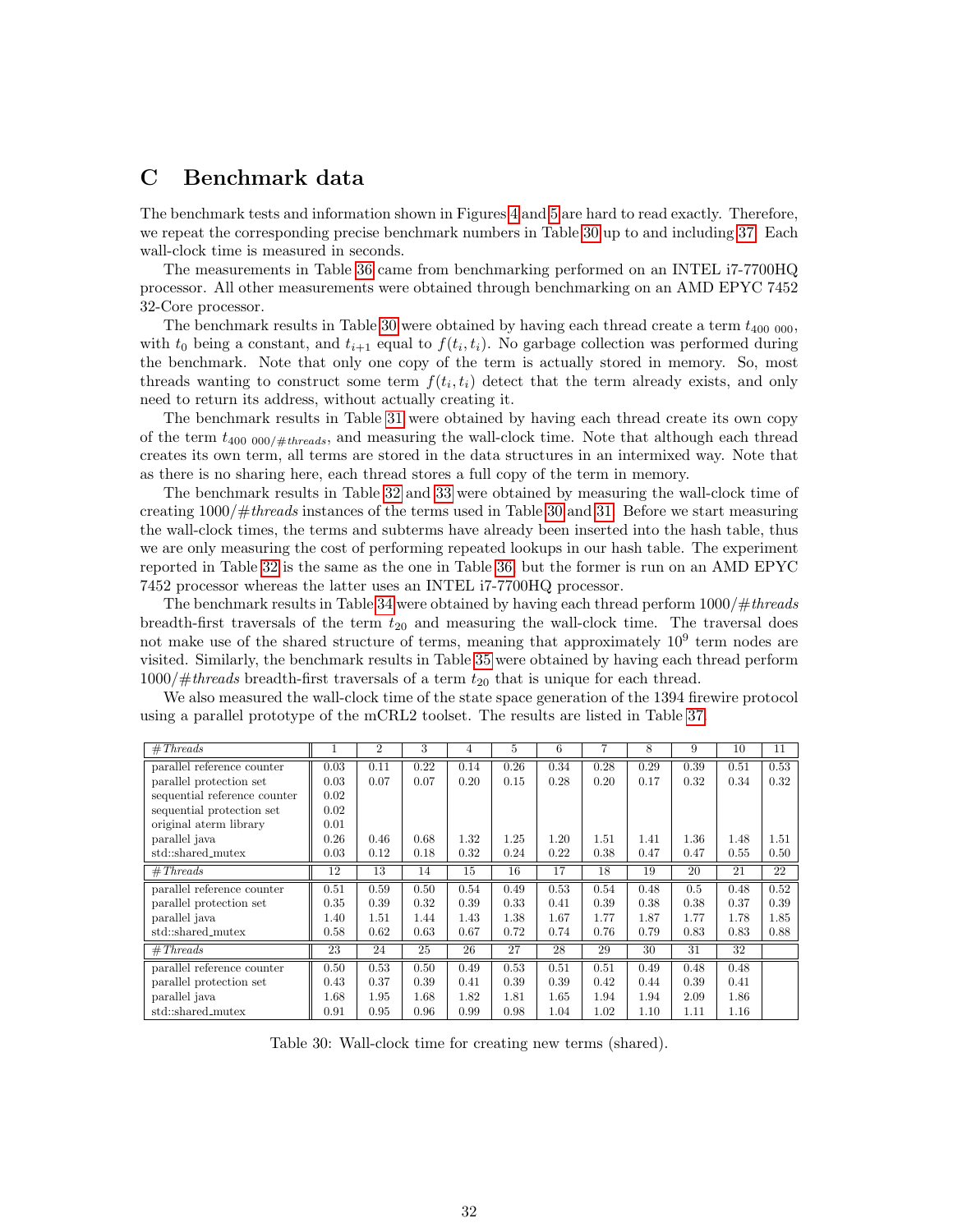# C Benchmark data

The benchmark tests and information shown in Figures 4 and 5 are hard to read exactly. Therefore, we repeat the corresponding precise benchmark numbers in Table 30 up to and including 37. Each wall-clock time is measured in seconds.

The measurements in Table 36 came from benchmarking performed on an INTEL i7-7700HQ processor. All other measurements were obtained through benchmarking on an AMD EPYC 7452 32-Core processor.

The benchmark results in Table 30 were obtained by having each thread create a term $t_{400\ 000}$, with $t_0$ being a constant, and $t_{i+1}$ equal to $f(t_i, t_i)$. No garbage collection was performed during the benchmark. Note that only one copy of the term is actually stored in memory. So, most threads wanting to construct some term $f(t_i, t_i)$ detect that the term already exists, and only need to return its address, without actually creating it.

The benchmark results in Table 31 were obtained by having each thread create its own copy of the term $t_{400\ 000/\#threads}$, and measuring the wall-clock time. Note that although each thread creates its own term, all terms are stored in the data structures in an intermixed way. Note that as there is no sharing here, each thread stores a full copy of the term in memory.

The benchmark results in Table 32 and 33 were obtained by measuring the wall-clock time of creating $1000/\#threads$ instances of the terms used in Table 30 and 31. Before we start measuring the wall-clock times, the terms and subterms have already been inserted into the hash table, thus we are only measuring the cost of performing repeated lookups in our hash table. The experiment reported in Table 32 is the same as the one in Table 36, but the former is run on an AMD EPYC 7452 processor whereas the latter uses an INTEL i7-7700HQ processor.

The benchmark results in Table 34 were obtained by having each thread perform $1000/\#threads$ breadth-first traversals of the term $t_{20}$ and measuring the wall-clock time. The traversal does not make use of the shared structure of terms, meaning that approximately $10^9$ term nodes are visited. Similarly, the benchmark results in Table 35 were obtained by having each thread perform $1000/\#threads$ breadth-first traversals of a term $t_{20}$ that is unique for each thread.

We also measured the wall-clock time of the state space generation of the 1394 firewire protocol using a parallel prototype of the mCRL2 toolset. The results are listed in Table 37.

| *#Threads* | 1 | 2 | 3 | 4 | 5 | 6 | 7 | 8 | 9 | 10 | 11 |
|---|---|---|---|---|---|---|---|---|---|---|---|
| parallel reference counter | 0.03 | 0.11 | 0.22 | 0.14 | 0.26 | 0.34 | 0.28 | 0.29 | 0.39 | 0.51 | 0.53 |
| parallel protection set | 0.03 | 0.07 | 0.07 | 0.20 | 0.15 | 0.28 | 0.20 | 0.17 | 0.32 | 0.34 | 0.32 |
| sequential reference counter | 0.02 | | | | | | | | | | |
| sequential protection set | 0.02 | | | | | | | | | | |
| original aterm library | 0.01 | | | | | | | | | | |
| parallel java | 0.26 | 0.46 | 0.68 | 1.32 | 1.25 | 1.20 | 1.51 | 1.41 | 1.36 | 1.48 | 1.51 |
| std::shared_mutex | 0.03 | 0.12 | 0.18 | 0.32 | 0.24 | 0.22 | 0.38 | 0.47 | 0.47 | 0.55 | 0.50 |
| *#Threads* | 12 | 13 | 14 | 15 | 16 | 17 | 18 | 19 | 20 | 21 | 22 |
| parallel reference counter | 0.51 | 0.59 | 0.50 | 0.54 | 0.49 | 0.53 | 0.54 | 0.48 | 0.5 | 0.48 | 0.52 |
| parallel protection set | 0.35 | 0.39 | 0.32 | 0.39 | 0.33 | 0.41 | 0.39 | 0.38 | 0.38 | 0.37 | 0.39 |
| parallel java | 1.40 | 1.51 | 1.44 | 1.43 | 1.38 | 1.67 | 1.77 | 1.87 | 1.77 | 1.78 | 1.85 |
| std::shared_mutex | 0.58 | 0.62 | 0.63 | 0.67 | 0.72 | 0.74 | 0.76 | 0.79 | 0.83 | 0.83 | 0.88 |
| *#Threads* | 23 | 24 | 25 | 26 | 27 | 28 | 29 | 30 | 31 | 32 | |
| parallel reference counter | 0.50 | 0.53 | 0.50 | 0.49 | 0.53 | 0.51 | 0.51 | 0.49 | 0.48 | 0.48 | |
| parallel protection set | 0.43 | 0.37 | 0.39 | 0.41 | 0.39 | 0.39 | 0.42 | 0.44 | 0.39 | 0.41 | |
| parallel java | 1.68 | 1.95 | 1.68 | 1.82 | 1.81 | 1.65 | 1.94 | 1.94 | 2.09 | 1.86 | |
| std::shared_mutex | 0.91 | 0.95 | 0.96 | 0.99 | 0.98 | 1.04 | 1.02 | 1.10 | 1.11 | 1.16 | |

Table 30: Wall-clock time for creating new terms (shared).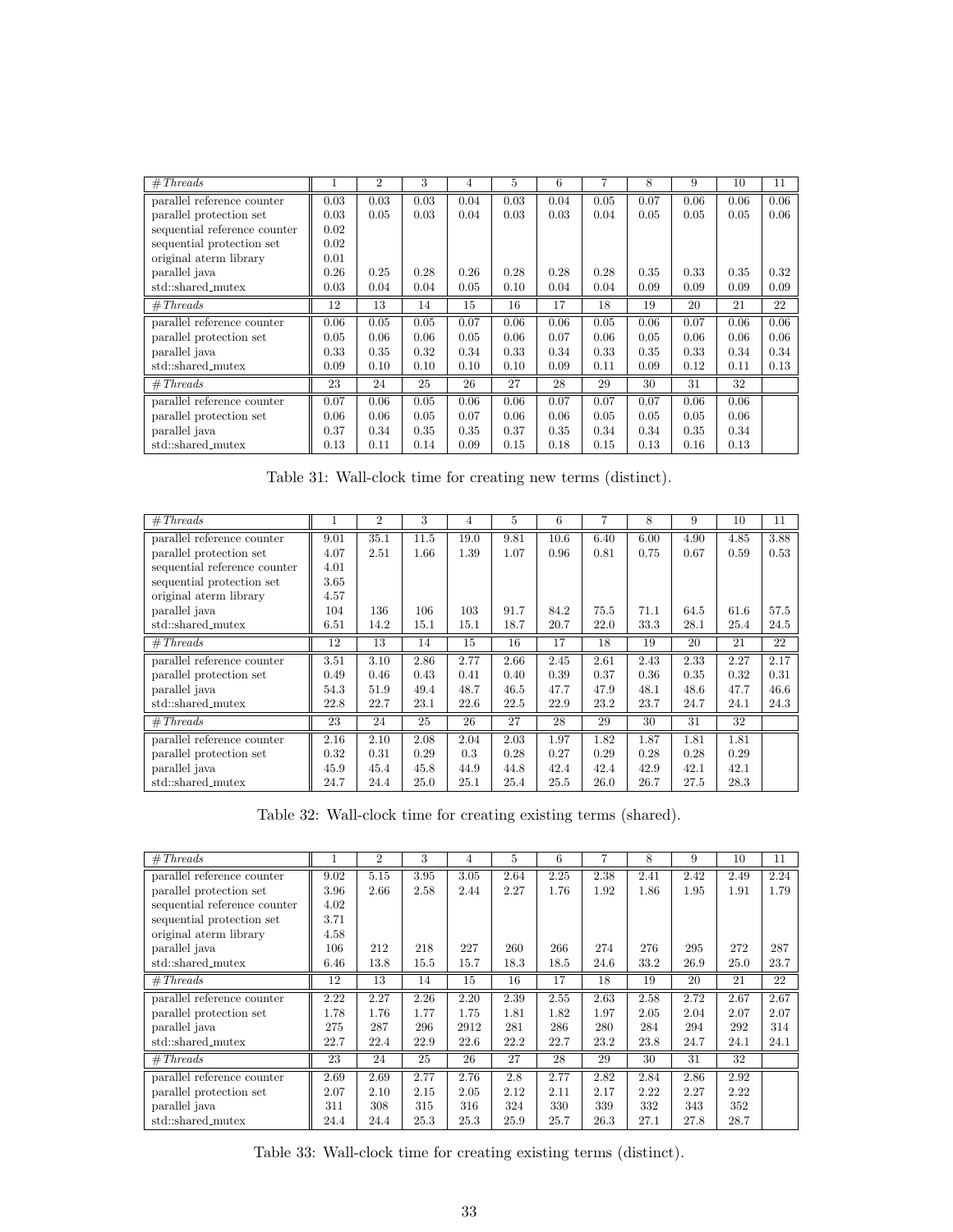| *#Threads* | 1 | 2 | 3 | 4 | 5 | 6 | 7 | 8 | 9 | 10 | 11 |
|---|---|---|---|---|---|---|---|---|---|---|---|
| parallel reference counter | 0.03 | 0.03 | 0.03 | 0.04 | 0.03 | 0.04 | 0.05 | 0.07 | 0.06 | 0.06 | 0.06 |
| parallel protection set | 0.03 | 0.05 | 0.03 | 0.04 | 0.03 | 0.03 | 0.04 | 0.05 | 0.05 | 0.05 | 0.06 |
| sequential reference counter | 0.02 | | | | | | | | | | |
| sequential protection set | 0.02 | | | | | | | | | | |
| original aterm library | 0.01 | | | | | | | | | | |
| parallel java | 0.26 | 0.25 | 0.28 | 0.26 | 0.28 | 0.28 | 0.28 | 0.35 | 0.33 | 0.35 | 0.32 |
| std::shared_mutex | 0.03 | 0.04 | 0.04 | 0.05 | 0.10 | 0.04 | 0.04 | 0.09 | 0.09 | 0.09 | 0.09 |
| *#Threads* | 12 | 13 | 14 | 15 | 16 | 17 | 18 | 19 | 20 | 21 | 22 |
| parallel reference counter | 0.06 | 0.05 | 0.05 | 0.07 | 0.06 | 0.06 | 0.05 | 0.06 | 0.07 | 0.06 | 0.06 |
| parallel protection set | 0.05 | 0.06 | 0.06 | 0.05 | 0.06 | 0.07 | 0.06 | 0.05 | 0.06 | 0.06 | 0.06 |
| parallel java | 0.33 | 0.35 | 0.32 | 0.34 | 0.33 | 0.34 | 0.33 | 0.35 | 0.33 | 0.34 | 0.34 |
| std::shared_mutex | 0.09 | 0.10 | 0.10 | 0.10 | 0.10 | 0.09 | 0.11 | 0.09 | 0.12 | 0.11 | 0.13 |
| *#Threads* | 23 | 24 | 25 | 26 | 27 | 28 | 29 | 30 | 31 | 32 | |
| parallel reference counter | 0.07 | 0.06 | 0.05 | 0.06 | 0.06 | 0.07 | 0.07 | 0.07 | 0.06 | 0.06 | |
| parallel protection set | 0.06 | 0.06 | 0.05 | 0.07 | 0.06 | 0.06 | 0.05 | 0.05 | 0.05 | 0.06 | |
| parallel java | 0.37 | 0.34 | 0.35 | 0.35 | 0.37 | 0.35 | 0.34 | 0.34 | 0.35 | 0.34 | |
| std::shared_mutex | 0.13 | 0.11 | 0.14 | 0.09 | 0.15 | 0.18 | 0.15 | 0.13 | 0.16 | 0.13 | |

Table 31: Wall-clock time for creating new terms (distinct).

| *#Threads* | 1 | 2 | 3 | 4 | 5 | 6 | 7 | 8 | 9 | 10 | 11 |
|---|---|---|---|---|---|---|---|---|---|---|---|
| parallel reference counter | 9.01 | 35.1 | 11.5 | 19.0 | 9.81 | 10.6 | 6.40 | 6.00 | 4.90 | 4.85 | 3.88 |
| parallel protection set | 4.07 | 2.51 | 1.66 | 1.39 | 1.07 | 0.96 | 0.81 | 0.75 | 0.67 | 0.59 | 0.53 |
| sequential reference counter | 4.01 | | | | | | | | | | |
| sequential protection set | 3.65 | | | | | | | | | | |
| original aterm library | 4.57 | | | | | | | | | | |
| parallel java | 104 | 136 | 106 | 103 | 91.7 | 84.2 | 75.5 | 71.1 | 64.5 | 61.6 | 57.5 |
| std::shared_mutex | 6.51 | 14.2 | 15.1 | 15.1 | 18.7 | 20.7 | 22.0 | 33.3 | 28.1 | 25.4 | 24.5 |
| *#Threads* | 12 | 13 | 14 | 15 | 16 | 17 | 18 | 19 | 20 | 21 | 22 |
| parallel reference counter | 3.51 | 3.10 | 2.86 | 2.77 | 2.66 | 2.45 | 2.61 | 2.43 | 2.33 | 2.27 | 2.17 |
| parallel protection set | 0.49 | 0.46 | 0.43 | 0.41 | 0.40 | 0.39 | 0.37 | 0.36 | 0.35 | 0.32 | 0.31 |
| parallel java | 54.3 | 51.9 | 49.4 | 48.7 | 46.5 | 47.7 | 47.9 | 48.1 | 48.6 | 47.7 | 46.6 |
| std::shared_mutex | 22.8 | 22.7 | 23.1 | 22.6 | 22.5 | 22.9 | 23.2 | 23.7 | 24.7 | 24.1 | 24.3 |
| *#Threads* | 23 | 24 | 25 | 26 | 27 | 28 | 29 | 30 | 31 | 32 | |
| parallel reference counter | 2.16 | 2.10 | 2.08 | 2.04 | 2.03 | 1.97 | 1.82 | 1.87 | 1.81 | 1.81 | |
| parallel protection set | 0.32 | 0.31 | 0.29 | 0.3 | 0.28 | 0.27 | 0.29 | 0.28 | 0.28 | 0.29 | |
| parallel java | 45.9 | 45.4 | 45.8 | 44.9 | 44.8 | 42.4 | 42.4 | 42.9 | 42.1 | 42.1 | |
| std::shared_mutex | 24.7 | 24.4 | 25.0 | 25.1 | 25.4 | 25.5 | 26.0 | 26.7 | 27.5 | 28.3 | |

Table 32: Wall-clock time for creating existing terms (shared).

| *#Threads* | 1 | 2 | 3 | 4 | 5 | 6 | 7 | 8 | 9 | 10 | 11 |
|---|---|---|---|---|---|---|---|---|---|---|---|
| parallel reference counter | 9.02 | 5.15 | 3.95 | 3.05 | 2.64 | 2.25 | 2.38 | 2.41 | 2.42 | 2.49 | 2.24 |
| parallel protection set | 3.96 | 2.66 | 2.58 | 2.44 | 2.27 | 1.76 | 1.92 | 1.86 | 1.95 | 1.91 | 1.79 |
| sequential reference counter | 4.02 | | | | | | | | | | |
| sequential protection set | 3.71 | | | | | | | | | | |
| original aterm library | 4.58 | | | | | | | | | | |
| parallel java | 106 | 212 | 218 | 227 | 260 | 266 | 274 | 276 | 295 | 272 | 287 |
| std::shared_mutex | 6.46 | 13.8 | 15.5 | 15.7 | 18.3 | 18.5 | 24.6 | 33.2 | 26.9 | 25.0 | 23.7 |
| *#Threads* | 12 | 13 | 14 | 15 | 16 | 17 | 18 | 19 | 20 | 21 | 22 |
| parallel reference counter | 2.22 | 2.27 | 2.26 | 2.20 | 2.39 | 2.55 | 2.63 | 2.58 | 2.72 | 2.67 | 2.67 |
| parallel protection set | 1.78 | 1.76 | 1.77 | 1.75 | 1.81 | 1.82 | 1.97 | 2.05 | 2.04 | 2.07 | 2.07 |
| parallel java | 275 | 287 | 296 | 2912 | 281 | 286 | 280 | 284 | 294 | 292 | 314 |
| std::shared_mutex | 22.7 | 22.4 | 22.9 | 22.6 | 22.2 | 22.7 | 23.2 | 23.8 | 24.7 | 24.1 | 24.1 |
| *#Threads* | 23 | 24 | 25 | 26 | 27 | 28 | 29 | 30 | 31 | 32 | |
| parallel reference counter | 2.69 | 2.69 | 2.77 | 2.76 | 2.8 | 2.77 | 2.82 | 2.84 | 2.86 | 2.92 | |
| parallel protection set | 2.07 | 2.10 | 2.15 | 2.05 | 2.12 | 2.11 | 2.17 | 2.22 | 2.27 | 2.22 | |
| parallel java | 311 | 308 | 315 | 316 | 324 | 330 | 339 | 332 | 343 | 352 | |
| std::shared_mutex | 24.4 | 24.4 | 25.3 | 25.3 | 25.9 | 25.7 | 26.3 | 27.1 | 27.8 | 28.7 | |

Table 33: Wall-clock time for creating existing terms (distinct).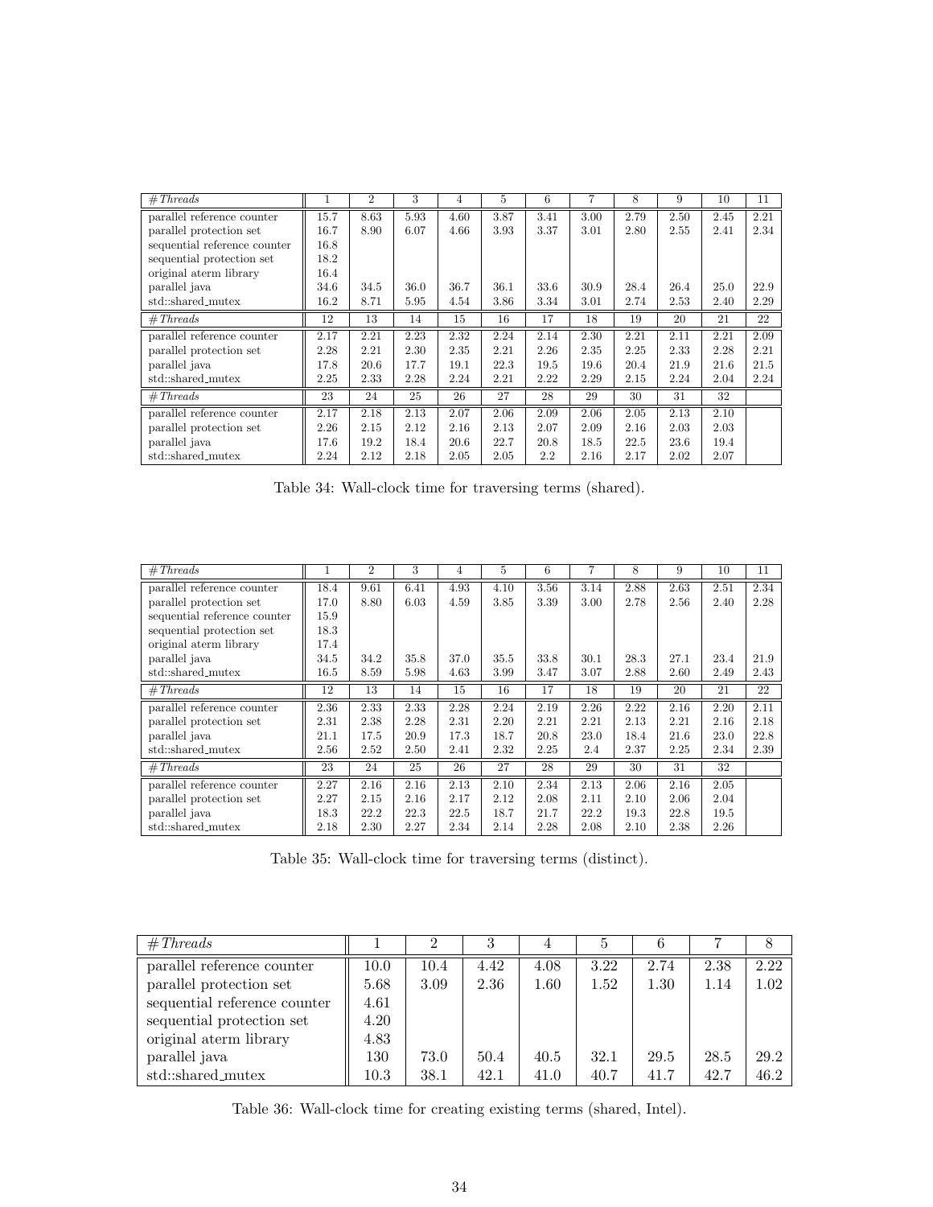| *#Threads* | 1 | 2 | 3 | 4 | 5 | 6 | 7 | 8 | 9 | 10 | 11 |
|---|---|---|---|---|---|---|---|---|---|---|---|
| parallel reference counter | 15.7 | 8.63 | 5.93 | 4.60 | 3.87 | 3.41 | 3.00 | 2.79 | 2.50 | 2.45 | 2.21 |
| parallel protection set | 16.7 | 8.90 | 6.07 | 4.66 | 3.93 | 3.37 | 3.01 | 2.80 | 2.55 | 2.41 | 2.34 |
| sequential reference counter | 16.8 | | | | | | | | | | |
| sequential protection set | 18.2 | | | | | | | | | | |
| original aterm library | 16.4 | | | | | | | | | | |
| parallel java | 34.6 | 34.5 | 36.0 | 36.7 | 36.1 | 33.6 | 30.9 | 28.4 | 26.4 | 25.0 | 22.9 |
| std::shared_mutex | 16.2 | 8.71 | 5.95 | 4.54 | 3.86 | 3.34 | 3.01 | 2.74 | 2.53 | 2.40 | 2.29 |
| *#Threads* | 12 | 13 | 14 | 15 | 16 | 17 | 18 | 19 | 20 | 21 | 22 |
| parallel reference counter | 2.17 | 2.21 | 2.23 | 2.32 | 2.24 | 2.14 | 2.30 | 2.21 | 2.11 | 2.21 | 2.09 |
| parallel protection set | 2.28 | 2.21 | 2.30 | 2.35 | 2.21 | 2.26 | 2.35 | 2.25 | 2.33 | 2.28 | 2.21 |
| parallel java | 17.8 | 20.6 | 17.7 | 19.1 | 22.3 | 19.5 | 19.6 | 20.4 | 21.9 | 21.6 | 21.5 |
| std::shared_mutex | 2.25 | 2.33 | 2.28 | 2.24 | 2.21 | 2.22 | 2.29 | 2.15 | 2.24 | 2.04 | 2.24 |
| *#Threads* | 23 | 24 | 25 | 26 | 27 | 28 | 29 | 30 | 31 | 32 | |
| parallel reference counter | 2.17 | 2.18 | 2.13 | 2.07 | 2.06 | 2.09 | 2.06 | 2.05 | 2.13 | 2.10 | |
| parallel protection set | 2.26 | 2.15 | 2.12 | 2.16 | 2.13 | 2.07 | 2.09 | 2.16 | 2.03 | 2.03 | |
| parallel java | 17.6 | 19.2 | 18.4 | 20.6 | 22.7 | 20.8 | 18.5 | 22.5 | 23.6 | 19.4 | |
| std::shared_mutex | 2.24 | 2.12 | 2.18 | 2.05 | 2.05 | 2.2 | 2.16 | 2.17 | 2.02 | 2.07 | |

Table 34: Wall-clock time for traversing terms (shared).

| *#Threads* | 1 | 2 | 3 | 4 | 5 | 6 | 7 | 8 | 9 | 10 | 11 |
|---|---|---|---|---|---|---|---|---|---|---|---|
| parallel reference counter | 18.4 | 9.61 | 6.41 | 4.93 | 4.10 | 3.56 | 3.14 | 2.88 | 2.63 | 2.51 | 2.34 |
| parallel protection set | 17.0 | 8.80 | 6.03 | 4.59 | 3.85 | 3.39 | 3.00 | 2.78 | 2.56 | 2.40 | 2.28 |
| sequential reference counter | 15.9 | | | | | | | | | | |
| sequential protection set | 18.3 | | | | | | | | | | |
| original aterm library | 17.4 | | | | | | | | | | |
| parallel java | 34.5 | 34.2 | 35.8 | 37.0 | 35.5 | 33.8 | 30.1 | 28.3 | 27.1 | 23.4 | 21.9 |
| std::shared_mutex | 16.5 | 8.59 | 5.98 | 4.63 | 3.99 | 3.47 | 3.07 | 2.88 | 2.60 | 2.49 | 2.43 |
| *#Threads* | 12 | 13 | 14 | 15 | 16 | 17 | 18 | 19 | 20 | 21 | 22 |
| parallel reference counter | 2.36 | 2.33 | 2.33 | 2.28 | 2.24 | 2.19 | 2.26 | 2.22 | 2.16 | 2.20 | 2.11 |
| parallel protection set | 2.31 | 2.38 | 2.28 | 2.31 | 2.20 | 2.21 | 2.21 | 2.13 | 2.21 | 2.16 | 2.18 |
| parallel java | 21.1 | 17.5 | 20.9 | 17.3 | 18.7 | 20.8 | 23.0 | 18.4 | 21.6 | 23.0 | 22.8 |
| std::shared_mutex | 2.56 | 2.52 | 2.50 | 2.41 | 2.32 | 2.25 | 2.4 | 2.37 | 2.25 | 2.34 | 2.39 |
| *#Threads* | 23 | 24 | 25 | 26 | 27 | 28 | 29 | 30 | 31 | 32 | |
| parallel reference counter | 2.27 | 2.16 | 2.16 | 2.13 | 2.10 | 2.34 | 2.13 | 2.06 | 2.16 | 2.05 | |
| parallel protection set | 2.27 | 2.15 | 2.16 | 2.17 | 2.12 | 2.08 | 2.11 | 2.10 | 2.06 | 2.04 | |
| parallel java | 18.3 | 22.2 | 22.3 | 22.5 | 18.7 | 21.7 | 22.2 | 19.3 | 22.8 | 19.5 | |
| std::shared_mutex | 2.18 | 2.30 | 2.27 | 2.34 | 2.14 | 2.28 | 2.08 | 2.10 | 2.38 | 2.26 | |

Table 35: Wall-clock time for traversing terms (distinct).

| *#Threads* | 1 | 2 | 3 | 4 | 5 | 6 | 7 | 8 |
|---|---|---|---|---|---|---|---|---|
| parallel reference counter | 10.0 | 10.4 | 4.42 | 4.08 | 3.22 | 2.74 | 2.38 | 2.22 |
| parallel protection set | 5.68 | 3.09 | 2.36 | 1.60 | 1.52 | 1.30 | 1.14 | 1.02 |
| sequential reference counter | 4.61 | | | | | | | |
| sequential protection set | 4.20 | | | | | | | |
| original aterm library | 4.83 | | | | | | | |
| parallel java | 130 | 73.0 | 50.4 | 40.5 | 32.1 | 29.5 | 28.5 | 29.2 |
| std::shared_mutex | 10.3 | 38.1 | 42.1 | 41.0 | 40.7 | 41.7 | 42.7 | 46.2 |

Table 36: Wall-clock time for creating existing terms (shared, Intel).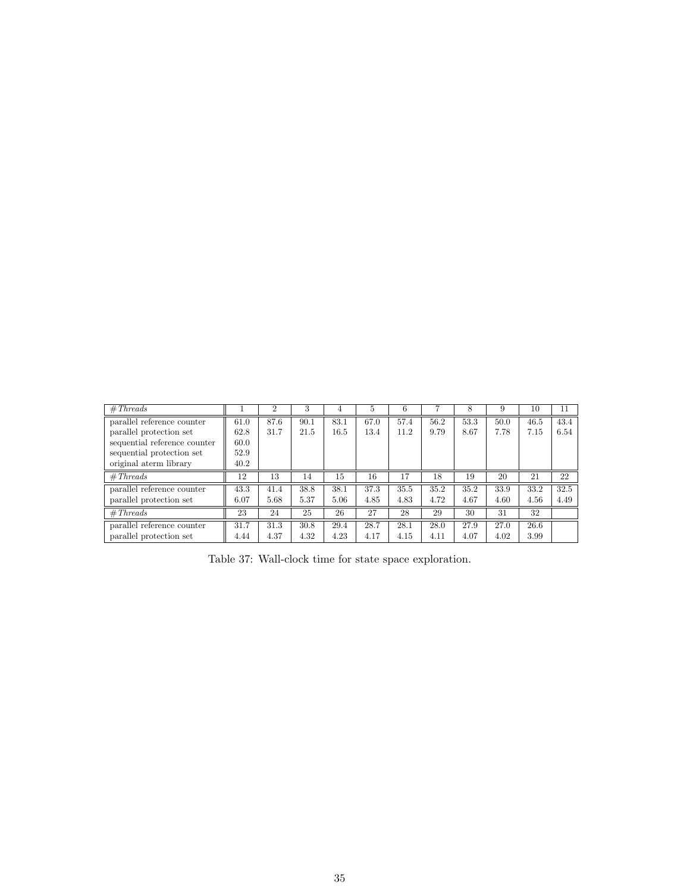| *#Threads* | 1 | 2 | 3 | 4 | 5 | 6 | 7 | 8 | 9 | 10 | 11 |
|---|---|---|---|---|---|---|---|---|---|---|---|
| parallel reference counter | 61.0 | 87.6 | 90.1 | 83.1 | 67.0 | 57.4 | 56.2 | 53.3 | 50.0 | 46.5 | 43.4 |
| parallel protection set | 62.8 | 31.7 | 21.5 | 16.5 | 13.4 | 11.2 | 9.79 | 8.67 | 7.78 | 7.15 | 6.54 |
| sequential reference counter | 60.0 | | | | | | | | | | |
| sequential protection set | 52.9 | | | | | | | | | | |
| original aterm library | 40.2 | | | | | | | | | | |
| *#Threads* | 12 | 13 | 14 | 15 | 16 | 17 | 18 | 19 | 20 | 21 | 22 |
| parallel reference counter | 43.3 | 41.4 | 38.8 | 38.1 | 37.3 | 35.5 | 35.2 | 35.2 | 33.9 | 33.2 | 32.5 |
| parallel protection set | 6.07 | 5.68 | 5.37 | 5.06 | 4.85 | 4.83 | 4.72 | 4.67 | 4.60 | 4.56 | 4.49 |
| *#Threads* | 23 | 24 | 25 | 26 | 27 | 28 | 29 | 30 | 31 | 32 | |
| parallel reference counter | 31.7 | 31.3 | 30.8 | 29.4 | 28.7 | 28.1 | 28.0 | 27.9 | 27.0 | 26.6 | |
| parallel protection set | 4.44 | 4.37 | 4.32 | 4.23 | 4.17 | 4.15 | 4.11 | 4.07 | 4.02 | 3.99 | |

Table 37: Wall-clock time for state space exploration.